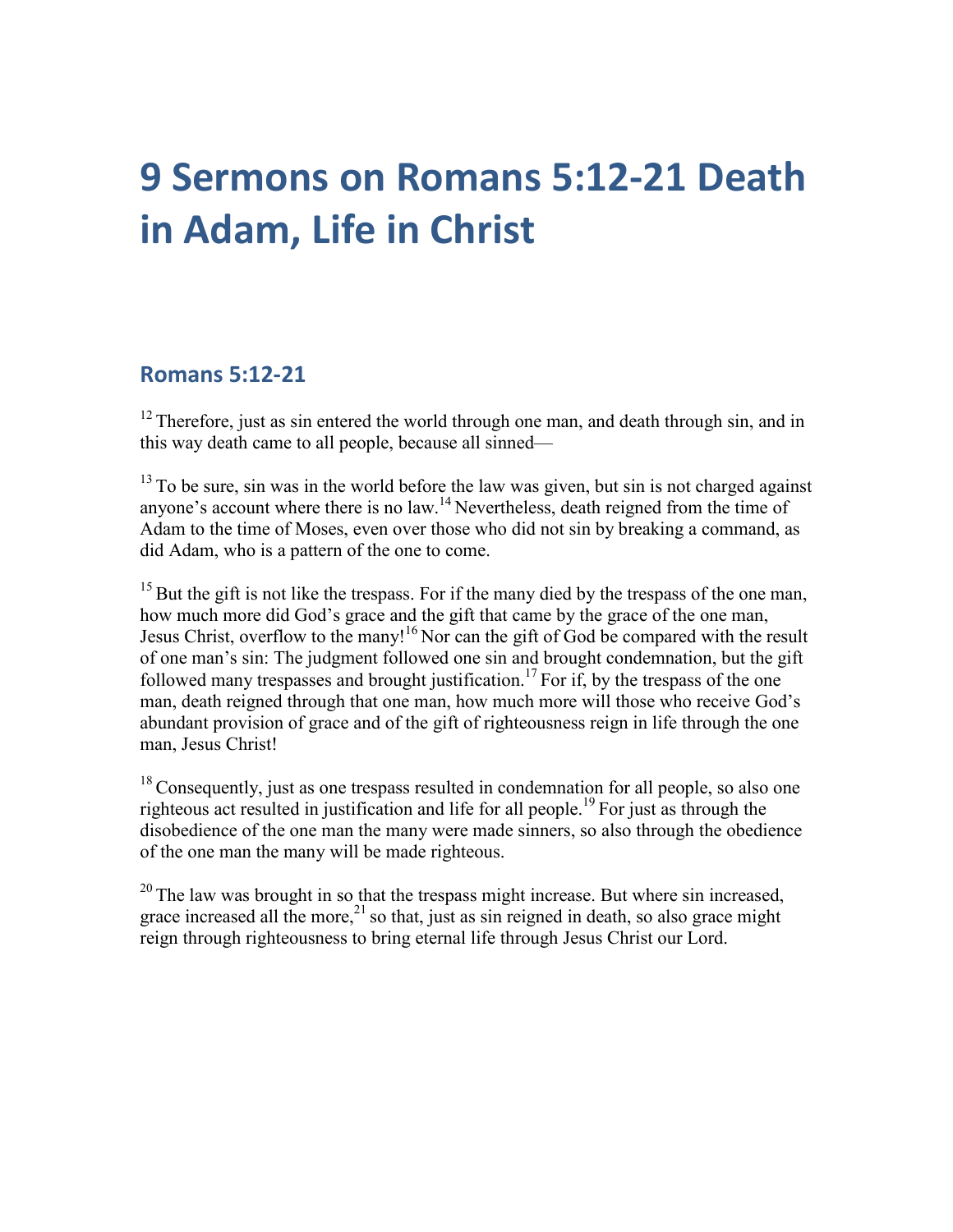# 9 Sermons on Romans 5:12-21 Death in Adam, Life in Christ

## Romans 5:12-21

[12] Therefore, just as sin entered the world through one man, and death through sin, and in this way death came to all people, because all sinned—

[13] To be sure, sin was in the world before the law was given, but sin is not charged against anyone's account where there is no law.[14] Nevertheless, death reigned from the time of Adam to the time of Moses, even over those who did not sin by breaking a command, as did Adam, who is a pattern of the one to come.

[15] But the gift is not like the trespass. For if the many died by the trespass of the one man, how much more did God's grace and the gift that came by the grace of the one man, Jesus Christ, overflow to the many![16] Nor can the gift of God be compared with the result of one man's sin: The judgment followed one sin and brought condemnation, but the gift followed many trespasses and brought justification.[17] For if, by the trespass of the one man, death reigned through that one man, how much more will those who receive God's abundant provision of grace and of the gift of righteousness reign in life through the one man, Jesus Christ!

[18] Consequently, just as one trespass resulted in condemnation for all people, so also one righteous act resulted in justification and life for all people.[19] For just as through the disobedience of the one man the many were made sinners, so also through the obedience of the one man the many will be made righteous.

[20] The law was brought in so that the trespass might increase. But where sin increased, grace increased all the more,[21] so that, just as sin reigned in death, so also grace might reign through righteousness to bring eternal life through Jesus Christ our Lord.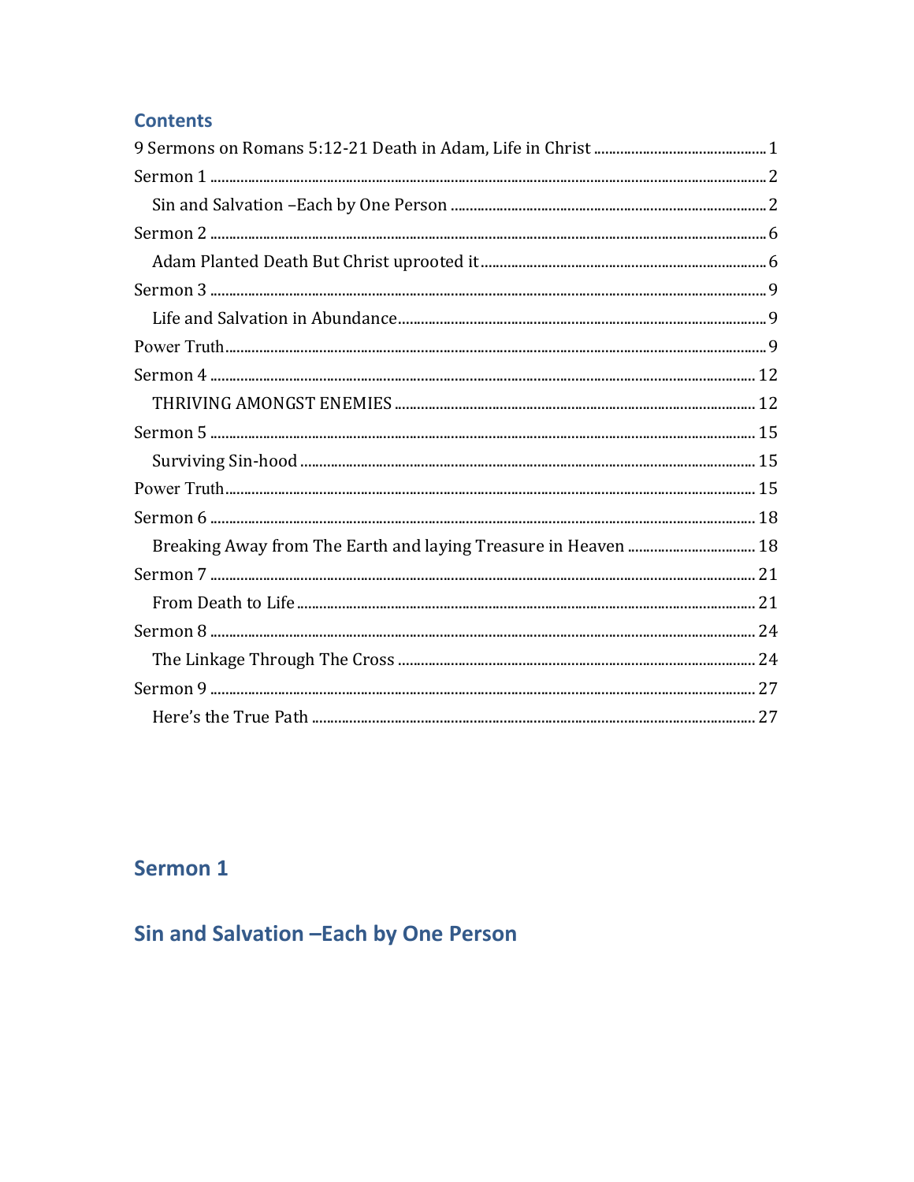## Contents

9 Sermons on Romans 5:12-21 Death in Adam, Life in Christ ............................................. 1

Sermon 1 ............................................................................................................................. 2

  Sin and Salvation –Each by One Person ........................................................................ 2

Sermon 2 ............................................................................................................................. 6

  Adam Planted Death But Christ uprooted it ................................................................. 6

Sermon 3 ............................................................................................................................. 9

  Life and Salvation in Abundance .................................................................................. 9

Power Truth ......................................................................................................................... 9

Sermon 4 ........................................................................................................................... 12

  THRIVING AMONGST ENEMIES .............................................................................. 12

Sermon 5 ........................................................................................................................... 15

  Surviving Sin-hood ........................................................................................................ 15

Power Truth ....................................................................................................................... 15

Sermon 6 ........................................................................................................................... 18

  Breaking Away from The Earth and laying Treasure in Heaven .................................. 18

Sermon 7 ........................................................................................................................... 21

  From Death to Life ........................................................................................................ 21

Sermon 8 ........................................................................................................................... 24

  The Linkage Through The Cross .................................................................................. 24

Sermon 9 ........................................................................................................................... 27

  Here's the True Path ..................................................................................................... 27

## Sermon 1

## Sin and Salvation –Each by One Person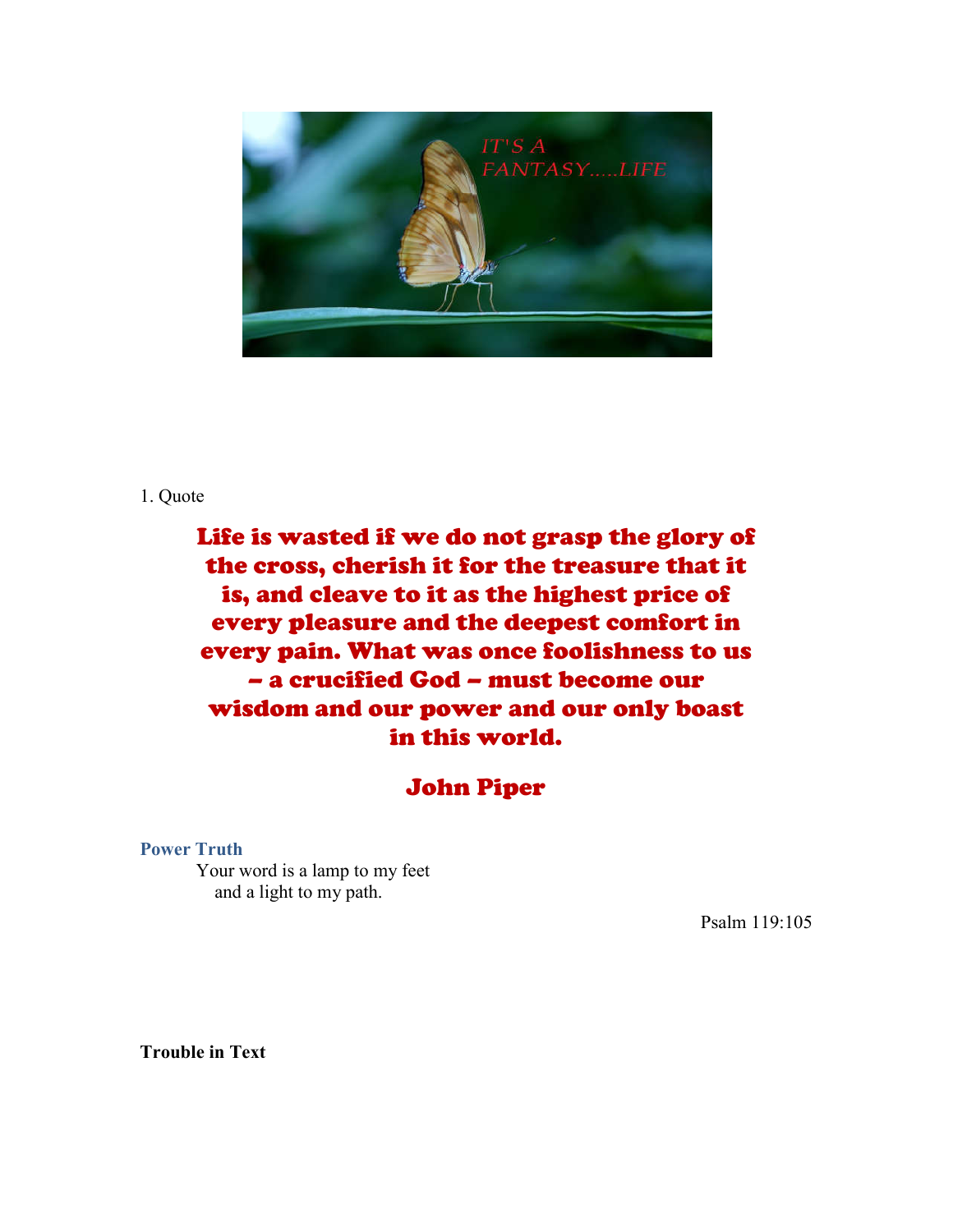1. Quote

**Life is wasted if we do not grasp the glory of the cross, cherish it for the treasure that it is, and cleave to it as the highest price of every pleasure and the deepest comfort in every pain. What was once foolishness to us – a crucified God – must become our wisdom and our power and our only boast in this world.**

**John Piper**

### Power Truth

Your word is a lamp to my feet
and a light to my path.

Psalm 119:105

**Trouble in Text**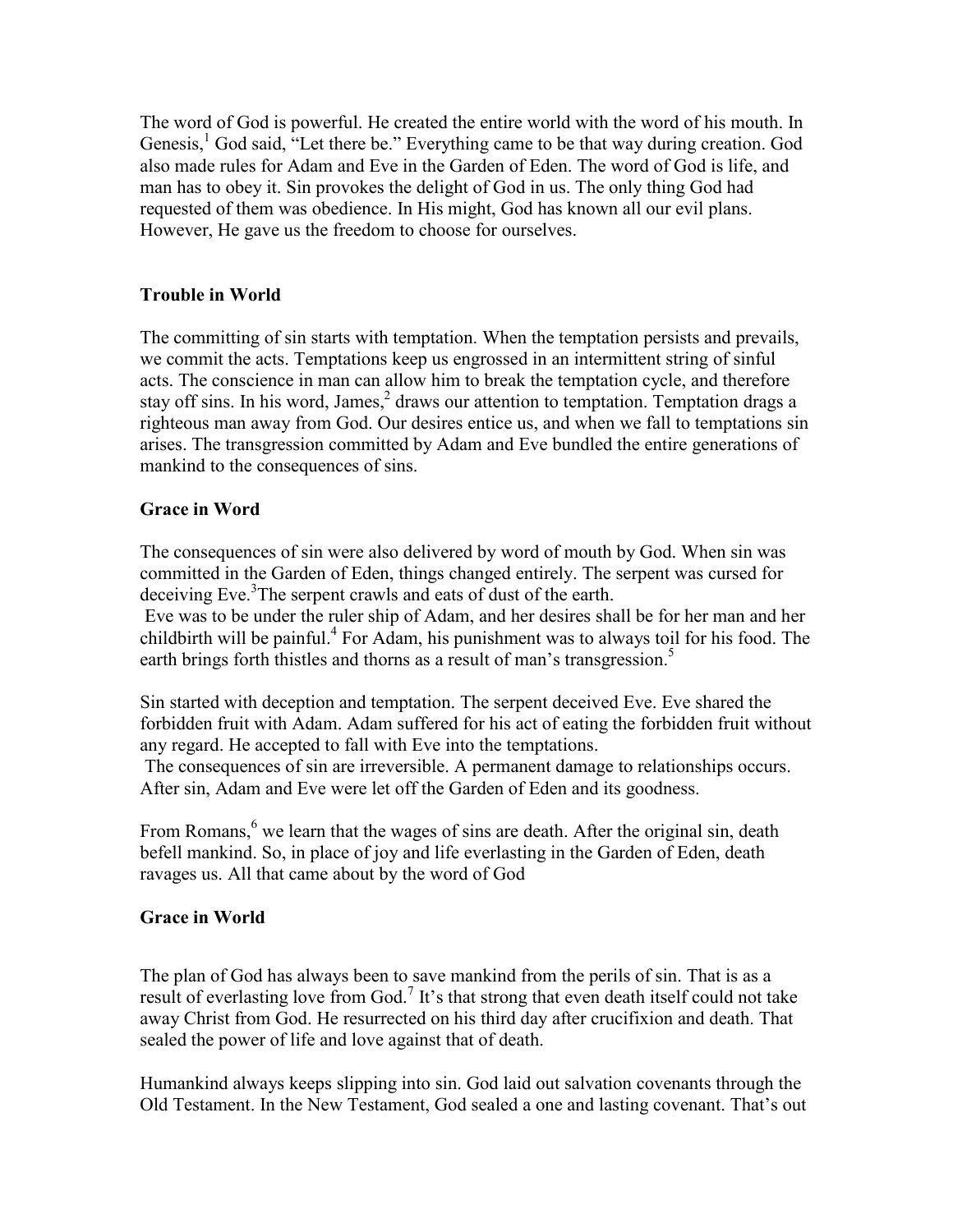The word of God is powerful. He created the entire world with the word of his mouth. In Genesis,[1] God said, "Let there be." Everything came to be that way during creation. God also made rules for Adam and Eve in the Garden of Eden. The word of God is life, and man has to obey it. Sin provokes the delight of God in us. The only thing God had requested of them was obedience. In His might, God has known all our evil plans. However, He gave us the freedom to choose for ourselves.

### Trouble in World

The committing of sin starts with temptation. When the temptation persists and prevails, we commit the acts. Temptations keep us engrossed in an intermittent string of sinful acts. The conscience in man can allow him to break the temptation cycle, and therefore stay off sins. In his word, James,[2] draws our attention to temptation. Temptation drags a righteous man away from God. Our desires entice us, and when we fall to temptations sin arises. The transgression committed by Adam and Eve bundled the entire generations of mankind to the consequences of sins.

### Grace in Word

The consequences of sin were also delivered by word of mouth by God. When sin was committed in the Garden of Eden, things changed entirely. The serpent was cursed for deceiving Eve.[3]The serpent crawls and eats of dust of the earth.

Eve was to be under the ruler ship of Adam, and her desires shall be for her man and her childbirth will be painful.[4] For Adam, his punishment was to always toil for his food. The earth brings forth thistles and thorns as a result of man's transgression.[5]

Sin started with deception and temptation. The serpent deceived Eve. Eve shared the forbidden fruit with Adam. Adam suffered for his act of eating the forbidden fruit without any regard. He accepted to fall with Eve into the temptations.

The consequences of sin are irreversible. A permanent damage to relationships occurs. After sin, Adam and Eve were let off the Garden of Eden and its goodness.

From Romans,[6] we learn that the wages of sins are death. After the original sin, death befell mankind. So, in place of joy and life everlasting in the Garden of Eden, death ravages us. All that came about by the word of God

### Grace in World

The plan of God has always been to save mankind from the perils of sin. That is as a result of everlasting love from God.[7] It's that strong that even death itself could not take away Christ from God. He resurrected on his third day after crucifixion and death. That sealed the power of life and love against that of death.

Humankind always keeps slipping into sin. God laid out salvation covenants through the Old Testament. In the New Testament, God sealed a one and lasting covenant. That's out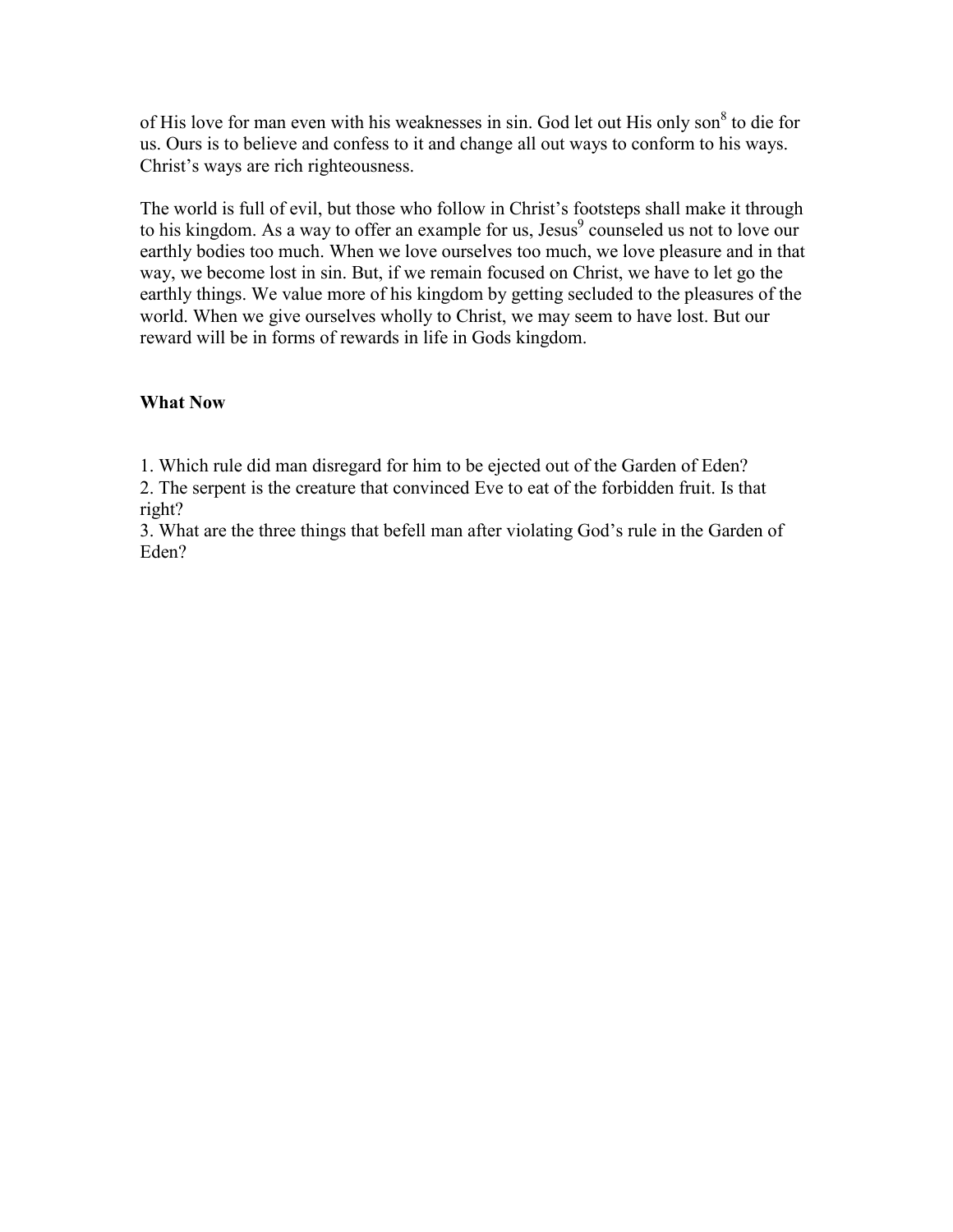of His love for man even with his weaknesses in sin. God let out His only son[8] to die for us. Ours is to believe and confess to it and change all out ways to conform to his ways. Christ's ways are rich righteousness.

The world is full of evil, but those who follow in Christ's footsteps shall make it through to his kingdom. As a way to offer an example for us, Jesus[9] counseled us not to love our earthly bodies too much. When we love ourselves too much, we love pleasure and in that way, we become lost in sin. But, if we remain focused on Christ, we have to let go the earthly things. We value more of his kingdom by getting secluded to the pleasures of the world. When we give ourselves wholly to Christ, we may seem to have lost. But our reward will be in forms of rewards in life in Gods kingdom.

**What Now**

1. Which rule did man disregard for him to be ejected out of the Garden of Eden?
2. The serpent is the creature that convinced Eve to eat of the forbidden fruit. Is that right?
3. What are the three things that befell man after violating God's rule in the Garden of Eden?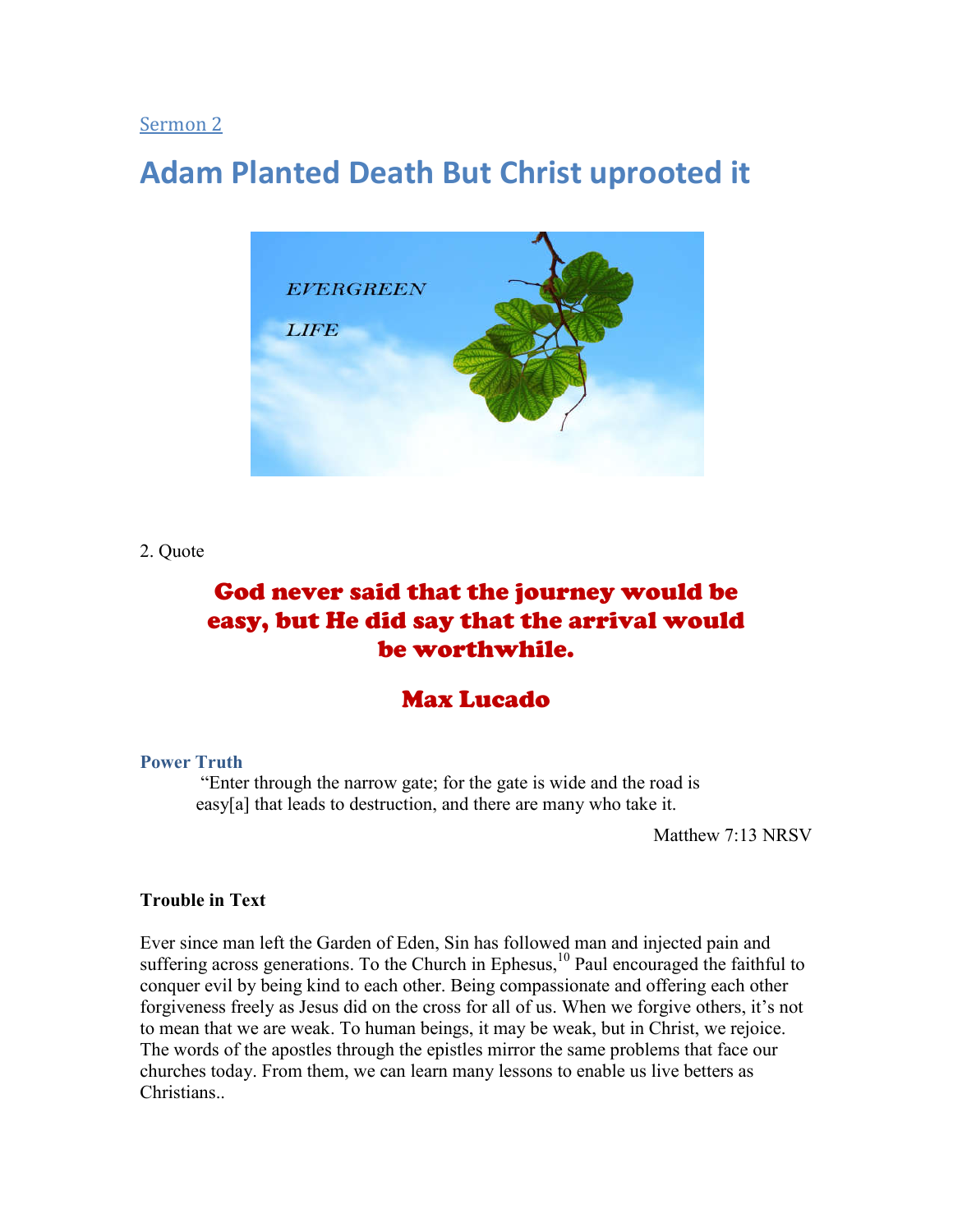Sermon 2

# Adam Planted Death But Christ uprooted it

2. Quote

## God never said that the journey would be easy, but He did say that the arrival would be worthwhile.

## Max Lucado

**Power Truth**

"Enter through the narrow gate; for the gate is wide and the road is easy[a] that leads to destruction, and there are many who take it.

Matthew 7:13 NRSV

**Trouble in Text**

Ever since man left the Garden of Eden, Sin has followed man and injected pain and suffering across generations. To the Church in Ephesus,[10] Paul encouraged the faithful to conquer evil by being kind to each other. Being compassionate and offering each other forgiveness freely as Jesus did on the cross for all of us. When we forgive others, it's not to mean that we are weak. To human beings, it may be weak, but in Christ, we rejoice. The words of the apostles through the epistles mirror the same problems that face our churches today. From them, we can learn many lessons to enable us live betters as Christians..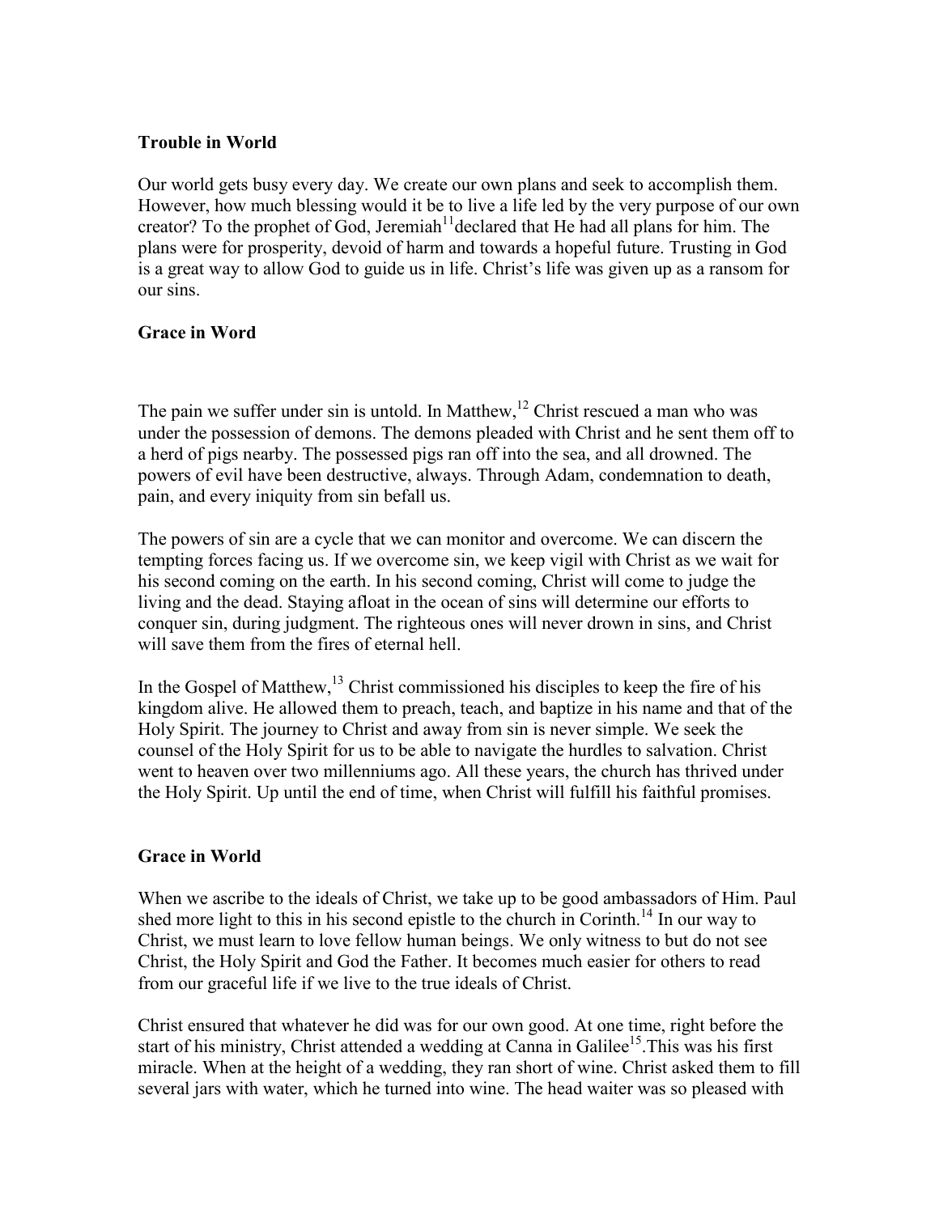**Trouble in World**

Our world gets busy every day. We create our own plans and seek to accomplish them. However, how much blessing would it be to live a life led by the very purpose of our own creator? To the prophet of God, Jeremiah[11]declared that He had all plans for him. The plans were for prosperity, devoid of harm and towards a hopeful future. Trusting in God is a great way to allow God to guide us in life. Christ's life was given up as a ransom for our sins.

**Grace in Word**

The pain we suffer under sin is untold. In Matthew,[12] Christ rescued a man who was under the possession of demons. The demons pleaded with Christ and he sent them off to a herd of pigs nearby. The possessed pigs ran off into the sea, and all drowned. The powers of evil have been destructive, always. Through Adam, condemnation to death, pain, and every iniquity from sin befall us.

The powers of sin are a cycle that we can monitor and overcome. We can discern the tempting forces facing us. If we overcome sin, we keep vigil with Christ as we wait for his second coming on the earth. In his second coming, Christ will come to judge the living and the dead. Staying afloat in the ocean of sins will determine our efforts to conquer sin, during judgment. The righteous ones will never drown in sins, and Christ will save them from the fires of eternal hell.

In the Gospel of Matthew,[13] Christ commissioned his disciples to keep the fire of his kingdom alive. He allowed them to preach, teach, and baptize in his name and that of the Holy Spirit. The journey to Christ and away from sin is never simple. We seek the counsel of the Holy Spirit for us to be able to navigate the hurdles to salvation. Christ went to heaven over two millenniums ago. All these years, the church has thrived under the Holy Spirit. Up until the end of time, when Christ will fulfill his faithful promises.

**Grace in World**

When we ascribe to the ideals of Christ, we take up to be good ambassadors of Him. Paul shed more light to this in his second epistle to the church in Corinth.[14] In our way to Christ, we must learn to love fellow human beings. We only witness to but do not see Christ, the Holy Spirit and God the Father. It becomes much easier for others to read from our graceful life if we live to the true ideals of Christ.

Christ ensured that whatever he did was for our own good. At one time, right before the start of his ministry, Christ attended a wedding at Canna in Galilee[15].This was his first miracle. When at the height of a wedding, they ran short of wine. Christ asked them to fill several jars with water, which he turned into wine. The head waiter was so pleased with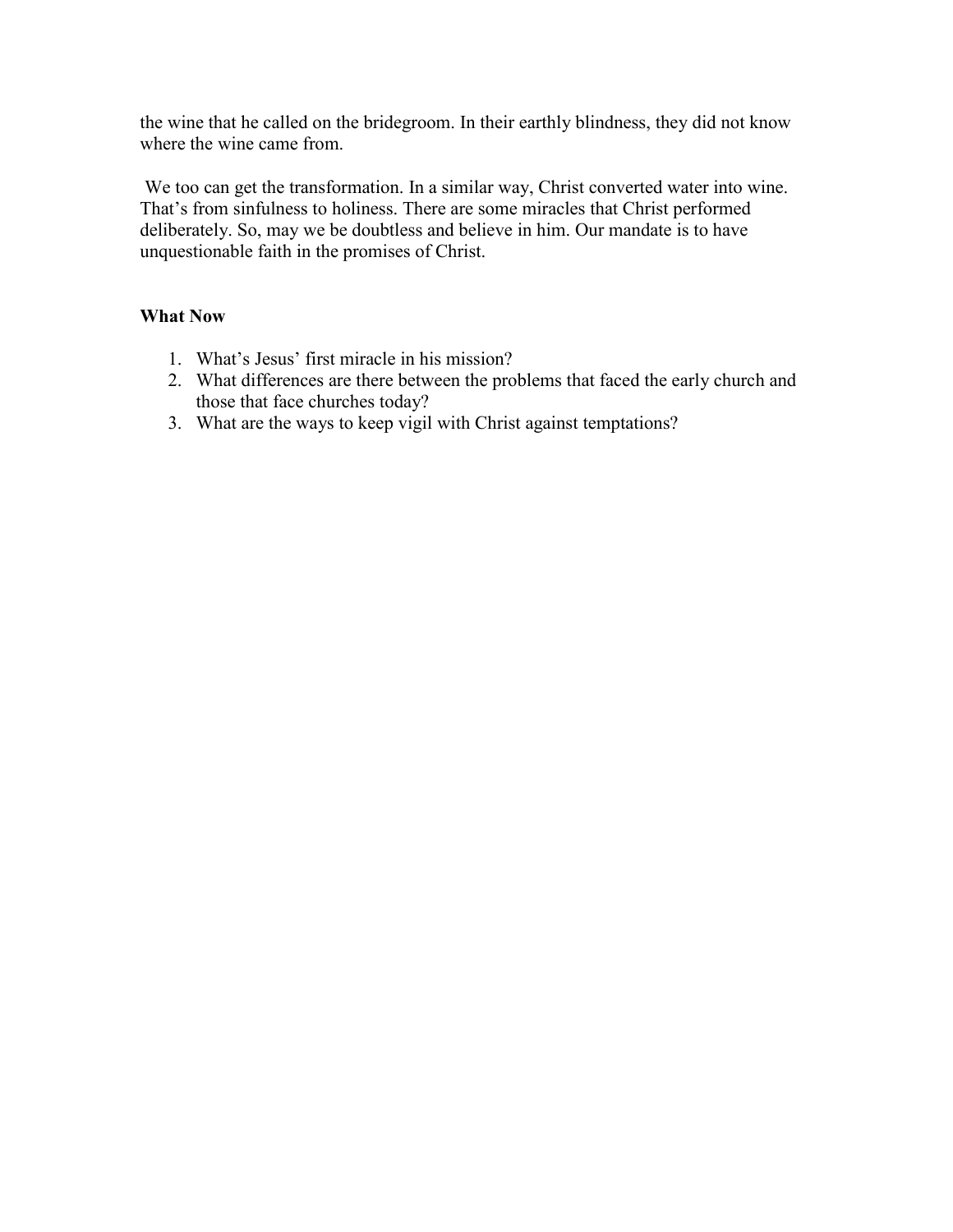the wine that he called on the bridegroom. In their earthly blindness, they did not know where the wine came from.

We too can get the transformation. In a similar way, Christ converted water into wine. That's from sinfulness to holiness. There are some miracles that Christ performed deliberately. So, may we be doubtless and believe in him. Our mandate is to have unquestionable faith in the promises of Christ.

**What Now**

1. What's Jesus' first miracle in his mission?
2. What differences are there between the problems that faced the early church and those that face churches today?
3. What are the ways to keep vigil with Christ against temptations?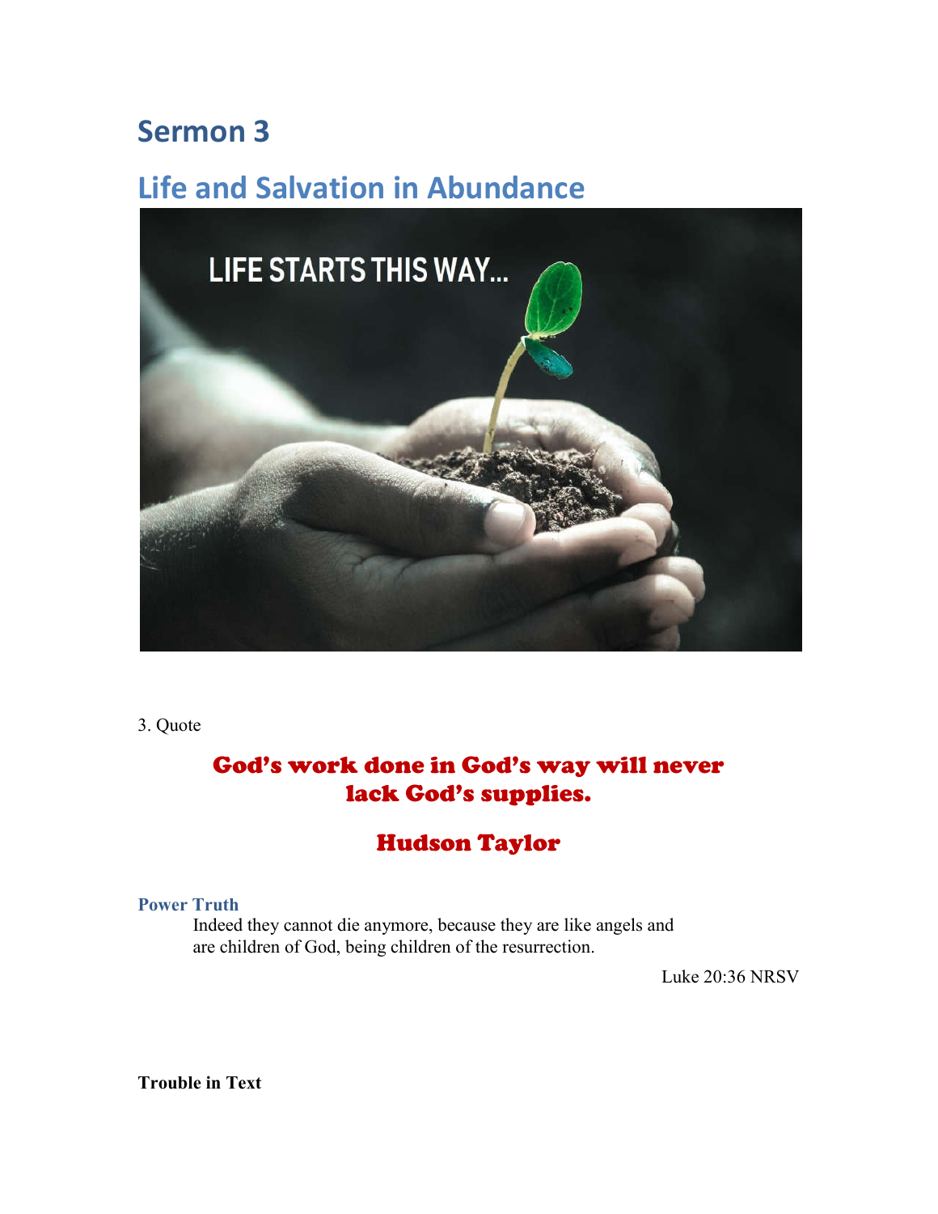# Sermon 3

## Life and Salvation in Abundance

3. Quote

**God's work done in God's way will never lack God's supplies.**

**Hudson Taylor**

**Power Truth**

Indeed they cannot die anymore, because they are like angels and are children of God, being children of the resurrection.

Luke 20:36 NRSV

**Trouble in Text**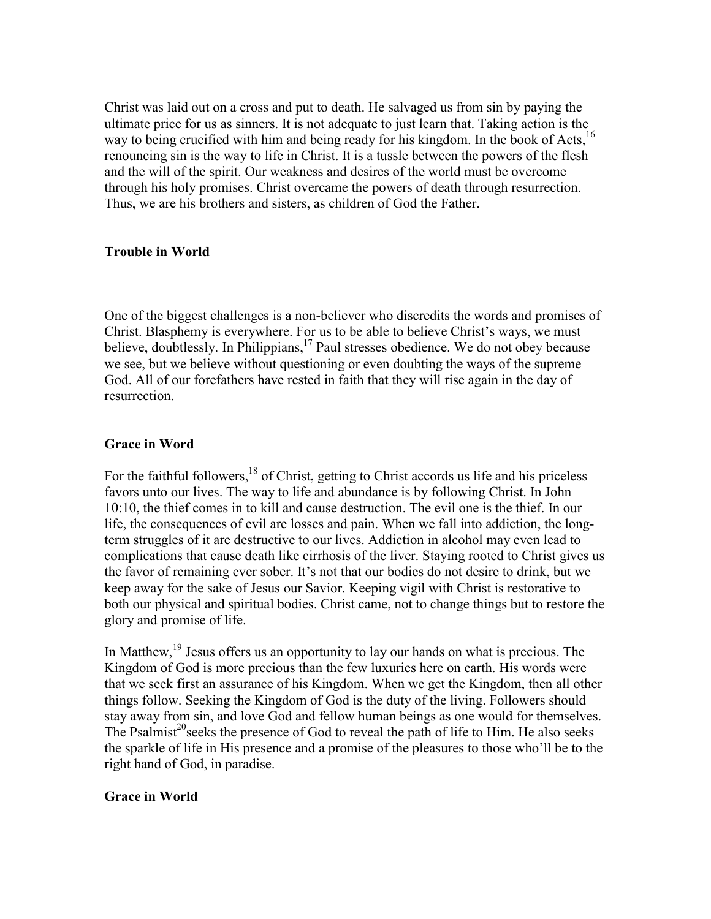Christ was laid out on a cross and put to death. He salvaged us from sin by paying the ultimate price for us as sinners. It is not adequate to just learn that. Taking action is the way to being crucified with him and being ready for his kingdom. In the book of Acts,[16] renouncing sin is the way to life in Christ. It is a tussle between the powers of the flesh and the will of the spirit. Our weakness and desires of the world must be overcome through his holy promises. Christ overcame the powers of death through resurrection. Thus, we are his brothers and sisters, as children of God the Father.

**Trouble in World**

One of the biggest challenges is a non-believer who discredits the words and promises of Christ. Blasphemy is everywhere. For us to be able to believe Christ's ways, we must believe, doubtlessly. In Philippians,[17] Paul stresses obedience. We do not obey because we see, but we believe without questioning or even doubting the ways of the supreme God. All of our forefathers have rested in faith that they will rise again in the day of resurrection.

**Grace in Word**

For the faithful followers,[18] of Christ, getting to Christ accords us life and his priceless favors unto our lives. The way to life and abundance is by following Christ. In John 10:10, the thief comes in to kill and cause destruction. The evil one is the thief. In our life, the consequences of evil are losses and pain. When we fall into addiction, the long-term struggles of it are destructive to our lives. Addiction in alcohol may even lead to complications that cause death like cirrhosis of the liver. Staying rooted to Christ gives us the favor of remaining ever sober. It's not that our bodies do not desire to drink, but we keep away for the sake of Jesus our Savior. Keeping vigil with Christ is restorative to both our physical and spiritual bodies. Christ came, not to change things but to restore the glory and promise of life.

In Matthew,[19] Jesus offers us an opportunity to lay our hands on what is precious. The Kingdom of God is more precious than the few luxuries here on earth. His words were that we seek first an assurance of his Kingdom. When we get the Kingdom, then all other things follow. Seeking the Kingdom of God is the duty of the living. Followers should stay away from sin, and love God and fellow human beings as one would for themselves. The Psalmist[20]seeks the presence of God to reveal the path of life to Him. He also seeks the sparkle of life in His presence and a promise of the pleasures to those who'll be to the right hand of God, in paradise.

**Grace in World**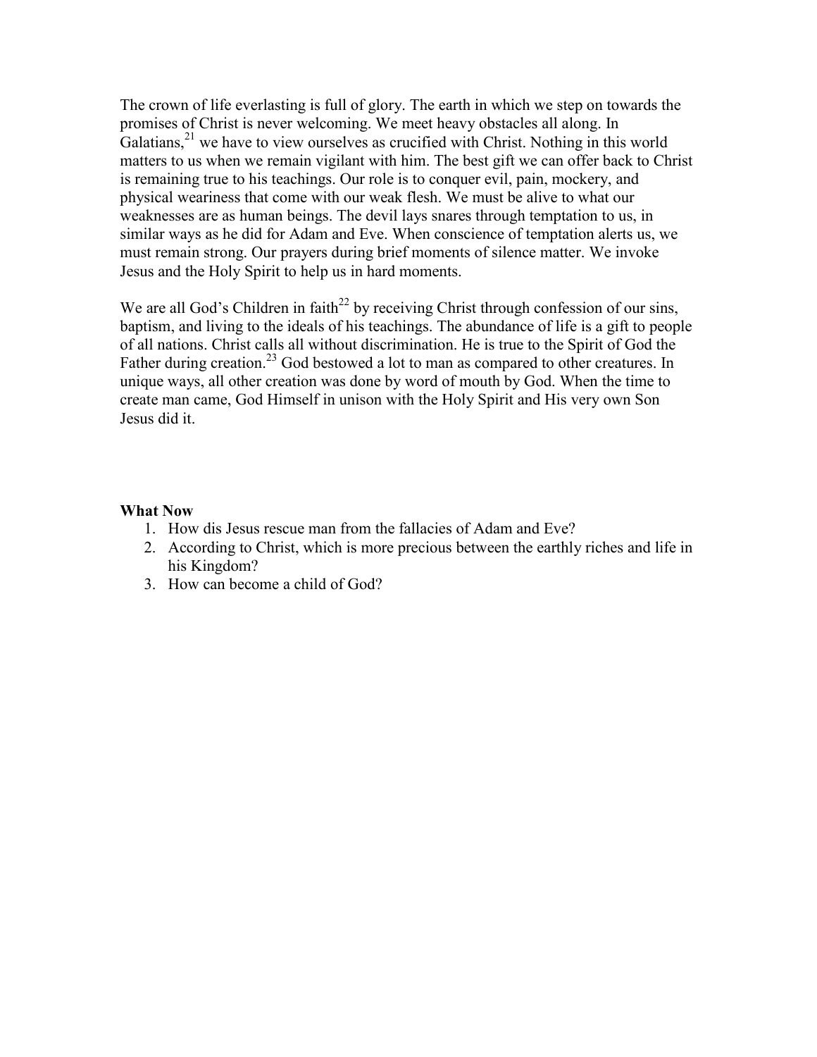The crown of life everlasting is full of glory. The earth in which we step on towards the promises of Christ is never welcoming. We meet heavy obstacles all along. In Galatians,[21] we have to view ourselves as crucified with Christ. Nothing in this world matters to us when we remain vigilant with him. The best gift we can offer back to Christ is remaining true to his teachings. Our role is to conquer evil, pain, mockery, and physical weariness that come with our weak flesh. We must be alive to what our weaknesses are as human beings. The devil lays snares through temptation to us, in similar ways as he did for Adam and Eve. When conscience of temptation alerts us, we must remain strong. Our prayers during brief moments of silence matter. We invoke Jesus and the Holy Spirit to help us in hard moments.

We are all God's Children in faith[22] by receiving Christ through confession of our sins, baptism, and living to the ideals of his teachings. The abundance of life is a gift to people of all nations. Christ calls all without discrimination. He is true to the Spirit of God the Father during creation.[23] God bestowed a lot to man as compared to other creatures. In unique ways, all other creation was done by word of mouth by God. When the time to create man came, God Himself in unison with the Holy Spirit and His very own Son Jesus did it.

**What Now**

1. How dis Jesus rescue man from the fallacies of Adam and Eve?
2. According to Christ, which is more precious between the earthly riches and life in his Kingdom?
3. How can become a child of God?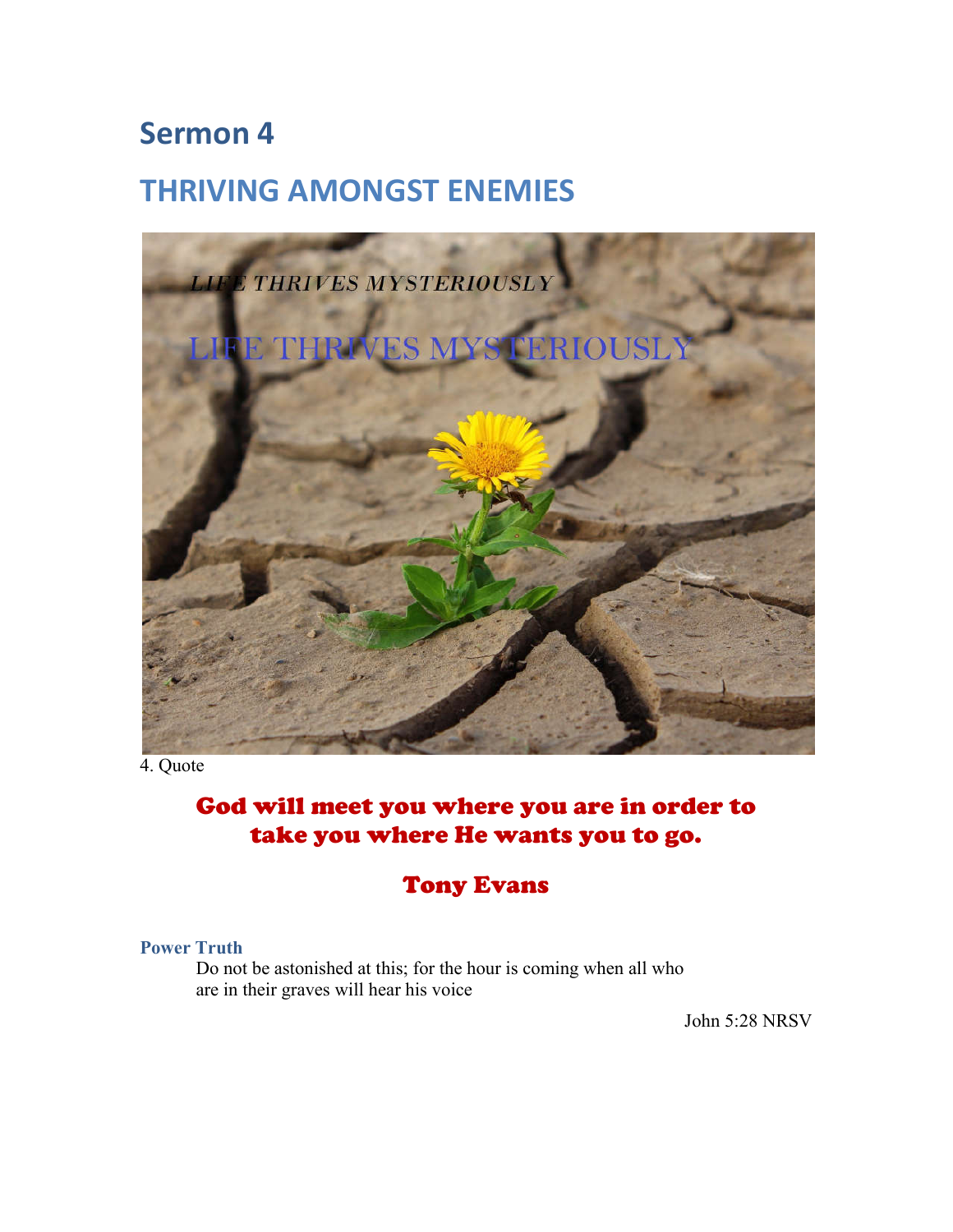# Sermon 4

## THRIVING AMONGST ENEMIES

4. Quote

**God will meet you where you are in order to take you where He wants you to go.**

**Tony Evans**

**Power Truth**

Do not be astonished at this; for the hour is coming when all who are in their graves will hear his voice

John 5:28 NRSV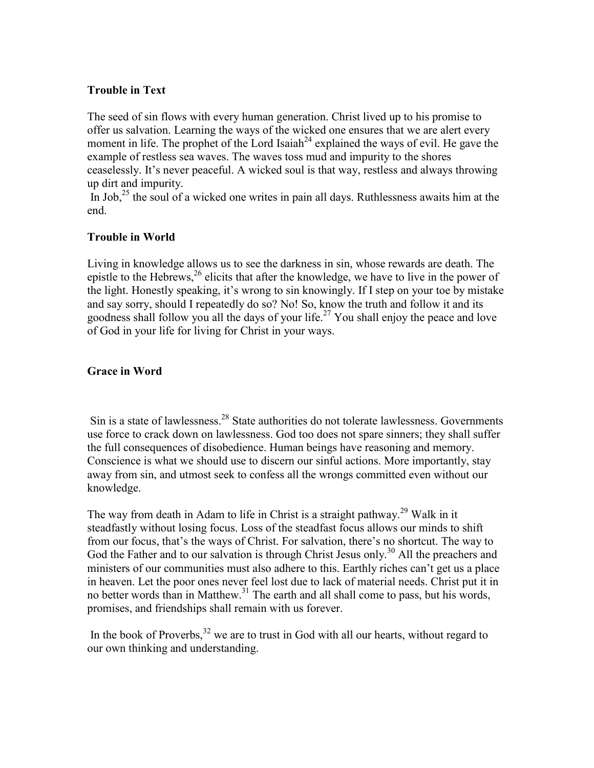**Trouble in Text**

The seed of sin flows with every human generation. Christ lived up to his promise to offer us salvation. Learning the ways of the wicked one ensures that we are alert every moment in life. The prophet of the Lord Isaiah[24] explained the ways of evil. He gave the example of restless sea waves. The waves toss mud and impurity to the shores ceaselessly. It's never peaceful. A wicked soul is that way, restless and always throwing up dirt and impurity.

In Job,[25] the soul of a wicked one writes in pain all days. Ruthlessness awaits him at the end.

**Trouble in World**

Living in knowledge allows us to see the darkness in sin, whose rewards are death. The epistle to the Hebrews,[26] elicits that after the knowledge, we have to live in the power of the light. Honestly speaking, it's wrong to sin knowingly. If I step on your toe by mistake and say sorry, should I repeatedly do so? No! So, know the truth and follow it and its goodness shall follow you all the days of your life.[27] You shall enjoy the peace and love of God in your life for living for Christ in your ways.

**Grace in Word**

Sin is a state of lawlessness.[28] State authorities do not tolerate lawlessness. Governments use force to crack down on lawlessness. God too does not spare sinners; they shall suffer the full consequences of disobedience. Human beings have reasoning and memory. Conscience is what we should use to discern our sinful actions. More importantly, stay away from sin, and utmost seek to confess all the wrongs committed even without our knowledge.

The way from death in Adam to life in Christ is a straight pathway.[29] Walk in it steadfastly without losing focus. Loss of the steadfast focus allows our minds to shift from our focus, that's the ways of Christ. For salvation, there's no shortcut. The way to God the Father and to our salvation is through Christ Jesus only.[30] All the preachers and ministers of our communities must also adhere to this. Earthly riches can't get us a place in heaven. Let the poor ones never feel lost due to lack of material needs. Christ put it in no better words than in Matthew.[31] The earth and all shall come to pass, but his words, promises, and friendships shall remain with us forever.

In the book of Proverbs,[32] we are to trust in God with all our hearts, without regard to our own thinking and understanding.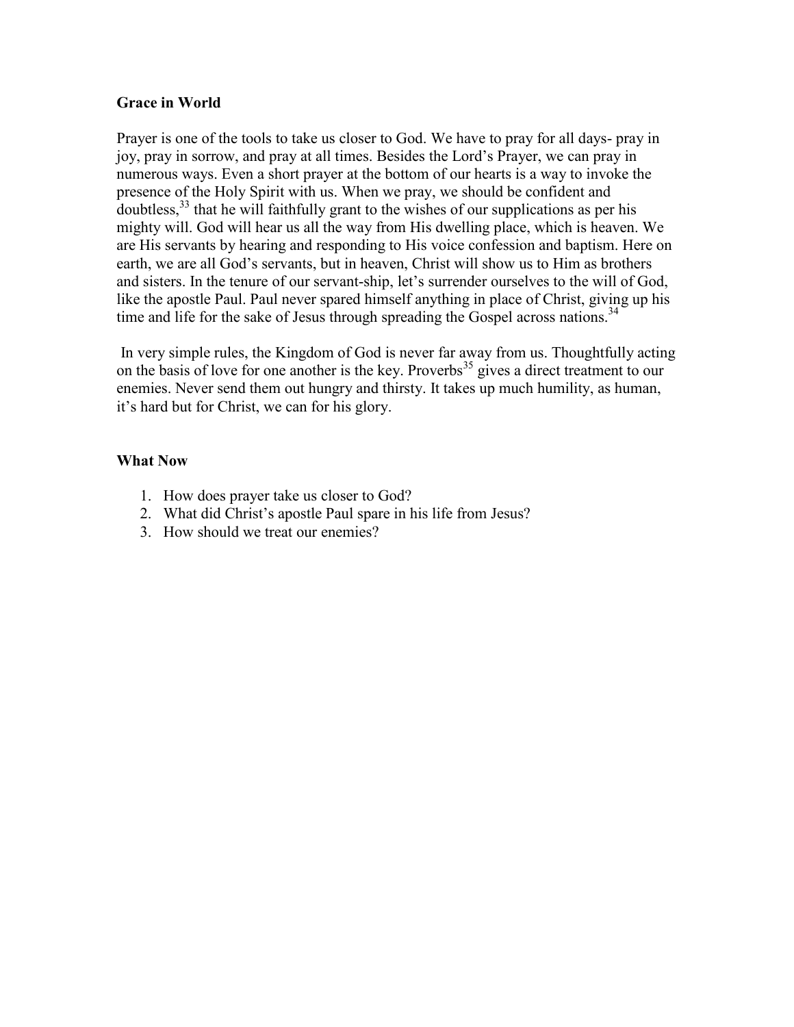**Grace in World**

Prayer is one of the tools to take us closer to God. We have to pray for all days- pray in joy, pray in sorrow, and pray at all times. Besides the Lord's Prayer, we can pray in numerous ways. Even a short prayer at the bottom of our hearts is a way to invoke the presence of the Holy Spirit with us. When we pray, we should be confident and doubtless,[33] that he will faithfully grant to the wishes of our supplications as per his mighty will. God will hear us all the way from His dwelling place, which is heaven. We are His servants by hearing and responding to His voice confession and baptism. Here on earth, we are all God's servants, but in heaven, Christ will show us to Him as brothers and sisters. In the tenure of our servant-ship, let's surrender ourselves to the will of God, like the apostle Paul. Paul never spared himself anything in place of Christ, giving up his time and life for the sake of Jesus through spreading the Gospel across nations.[34]

In very simple rules, the Kingdom of God is never far away from us. Thoughtfully acting on the basis of love for one another is the key. Proverbs[35] gives a direct treatment to our enemies. Never send them out hungry and thirsty. It takes up much humility, as human, it's hard but for Christ, we can for his glory.

**What Now**

1. How does prayer take us closer to God?
2. What did Christ's apostle Paul spare in his life from Jesus?
3. How should we treat our enemies?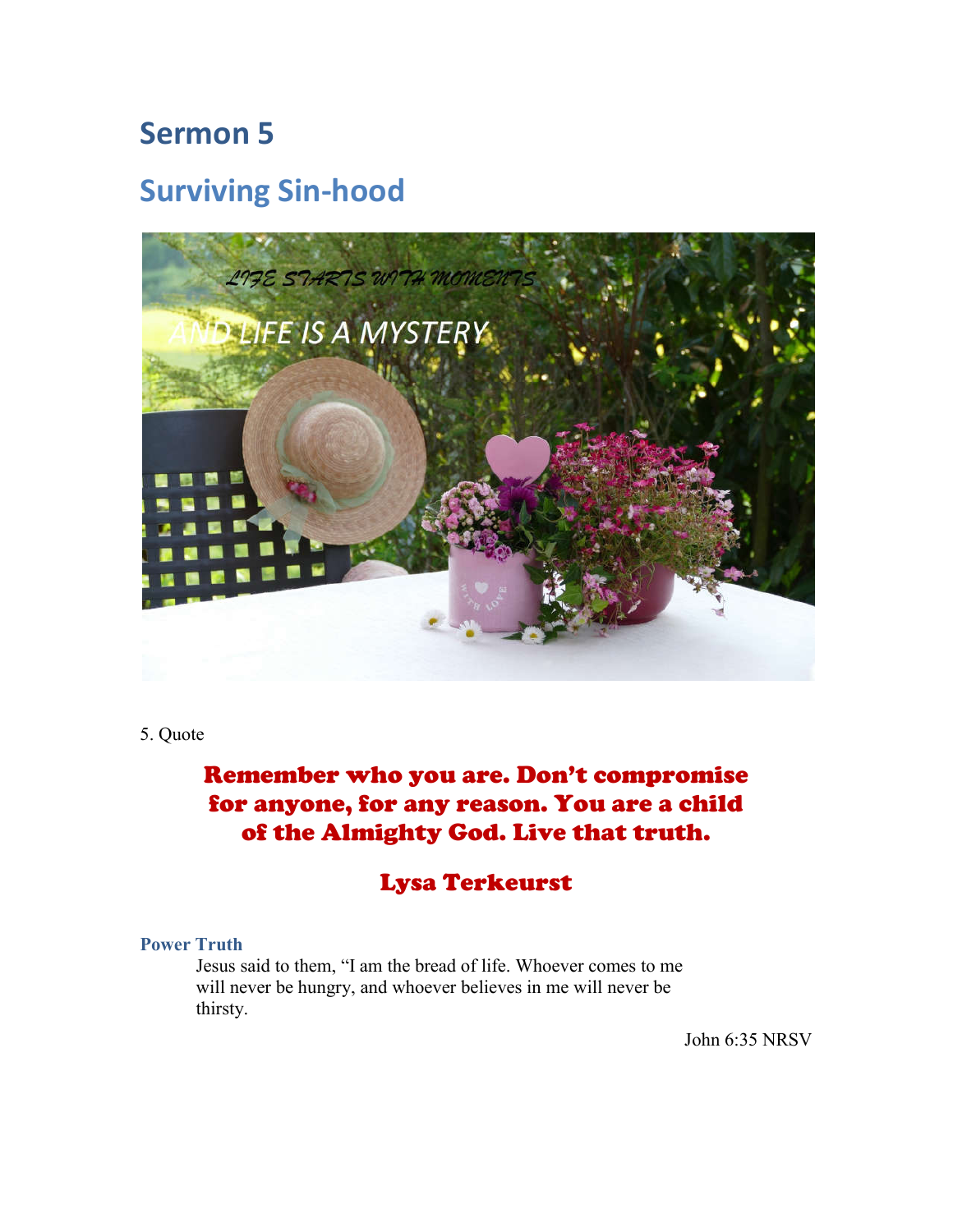# Sermon 5

## Surviving Sin-hood

5. Quote

**Remember who you are. Don't compromise for anyone, for any reason. You are a child of the Almighty God. Live that truth.**

**Lysa Terkeurst**

### Power Truth

Jesus said to them, "I am the bread of life. Whoever comes to me will never be hungry, and whoever believes in me will never be thirsty.

John 6:35 NRSV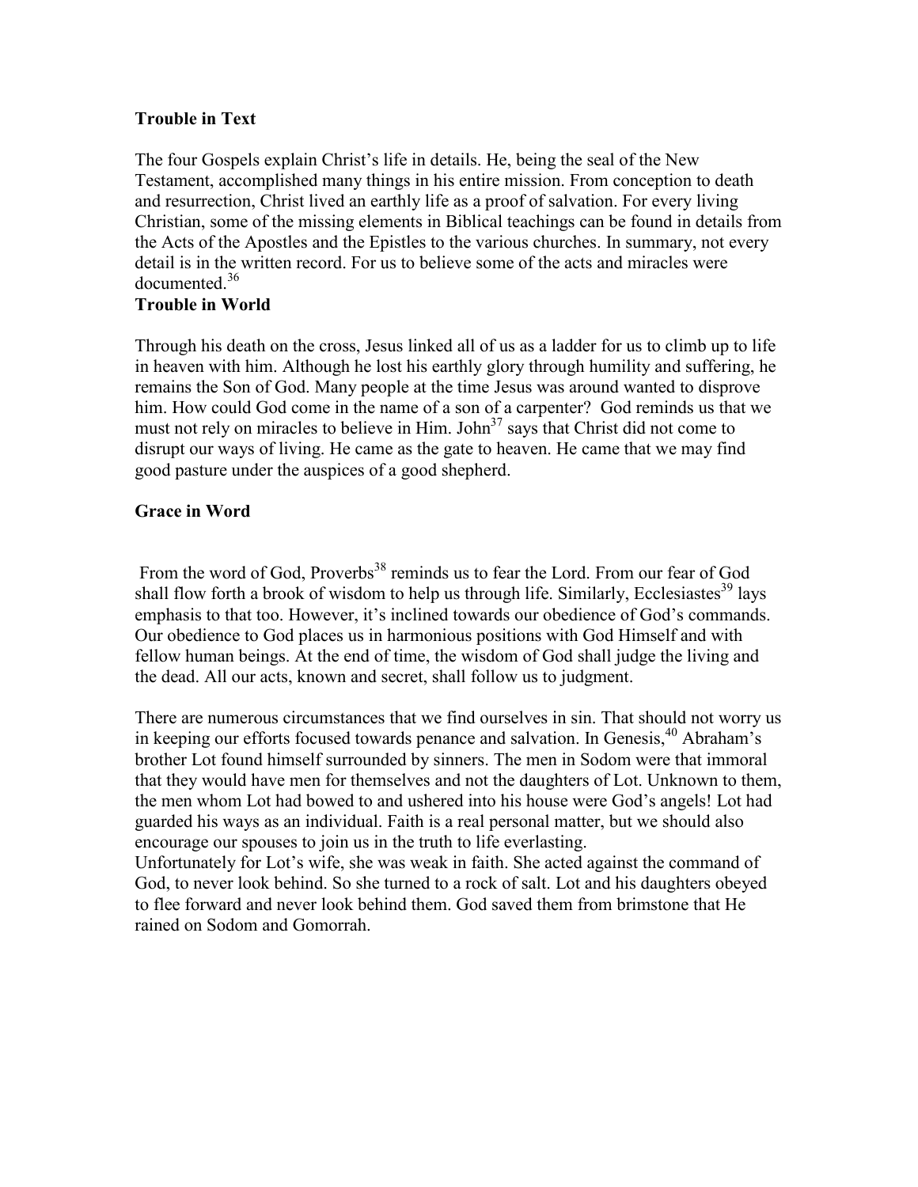**Trouble in Text**

The four Gospels explain Christ's life in details. He, being the seal of the New Testament, accomplished many things in his entire mission. From conception to death and resurrection, Christ lived an earthly life as a proof of salvation. For every living Christian, some of the missing elements in Biblical teachings can be found in details from the Acts of the Apostles and the Epistles to the various churches. In summary, not every detail is in the written record. For us to believe some of the acts and miracles were documented.[36]

**Trouble in World**

Through his death on the cross, Jesus linked all of us as a ladder for us to climb up to life in heaven with him. Although he lost his earthly glory through humility and suffering, he remains the Son of God. Many people at the time Jesus was around wanted to disprove him. How could God come in the name of a son of a carpenter? God reminds us that we must not rely on miracles to believe in Him. John[37] says that Christ did not come to disrupt our ways of living. He came as the gate to heaven. He came that we may find good pasture under the auspices of a good shepherd.

**Grace in Word**

From the word of God, Proverbs[38] reminds us to fear the Lord. From our fear of God shall flow forth a brook of wisdom to help us through life. Similarly, Ecclesiastes[39] lays emphasis to that too. However, it's inclined towards our obedience of God's commands. Our obedience to God places us in harmonious positions with God Himself and with fellow human beings. At the end of time, the wisdom of God shall judge the living and the dead. All our acts, known and secret, shall follow us to judgment.

There are numerous circumstances that we find ourselves in sin. That should not worry us in keeping our efforts focused towards penance and salvation. In Genesis,[40] Abraham's brother Lot found himself surrounded by sinners. The men in Sodom were that immoral that they would have men for themselves and not the daughters of Lot. Unknown to them, the men whom Lot had bowed to and ushered into his house were God's angels! Lot had guarded his ways as an individual. Faith is a real personal matter, but we should also encourage our spouses to join us in the truth to life everlasting.
Unfortunately for Lot's wife, she was weak in faith. She acted against the command of God, to never look behind. So she turned to a rock of salt. Lot and his daughters obeyed to flee forward and never look behind them. God saved them from brimstone that He rained on Sodom and Gomorrah.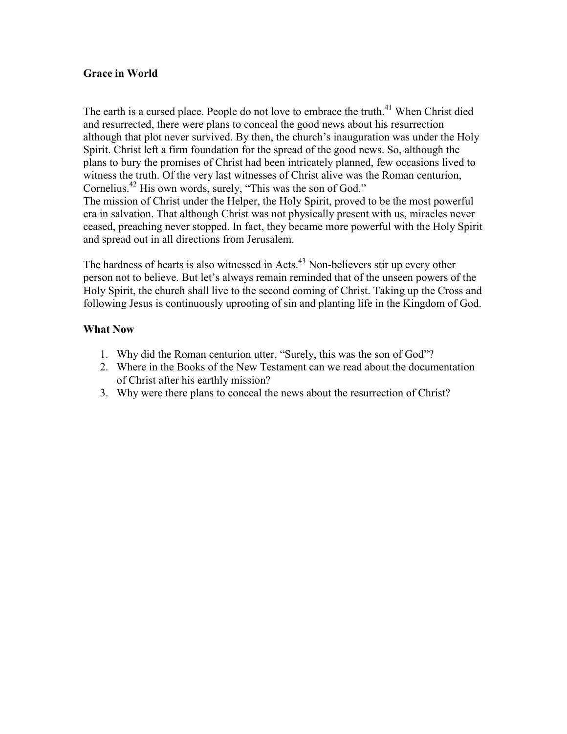**Grace in World**

The earth is a cursed place. People do not love to embrace the truth.[41] When Christ died and resurrected, there were plans to conceal the good news about his resurrection although that plot never survived. By then, the church's inauguration was under the Holy Spirit. Christ left a firm foundation for the spread of the good news. So, although the plans to bury the promises of Christ had been intricately planned, few occasions lived to witness the truth. Of the very last witnesses of Christ alive was the Roman centurion, Cornelius.[42] His own words, surely, "This was the son of God."
The mission of Christ under the Helper, the Holy Spirit, proved to be the most powerful era in salvation. That although Christ was not physically present with us, miracles never ceased, preaching never stopped. In fact, they became more powerful with the Holy Spirit and spread out in all directions from Jerusalem.

The hardness of hearts is also witnessed in Acts.[43] Non-believers stir up every other person not to believe. But let's always remain reminded that of the unseen powers of the Holy Spirit, the church shall live to the second coming of Christ. Taking up the Cross and following Jesus is continuously uprooting of sin and planting life in the Kingdom of God.

**What Now**

1. Why did the Roman centurion utter, "Surely, this was the son of God"?
2. Where in the Books of the New Testament can we read about the documentation of Christ after his earthly mission?
3. Why were there plans to conceal the news about the resurrection of Christ?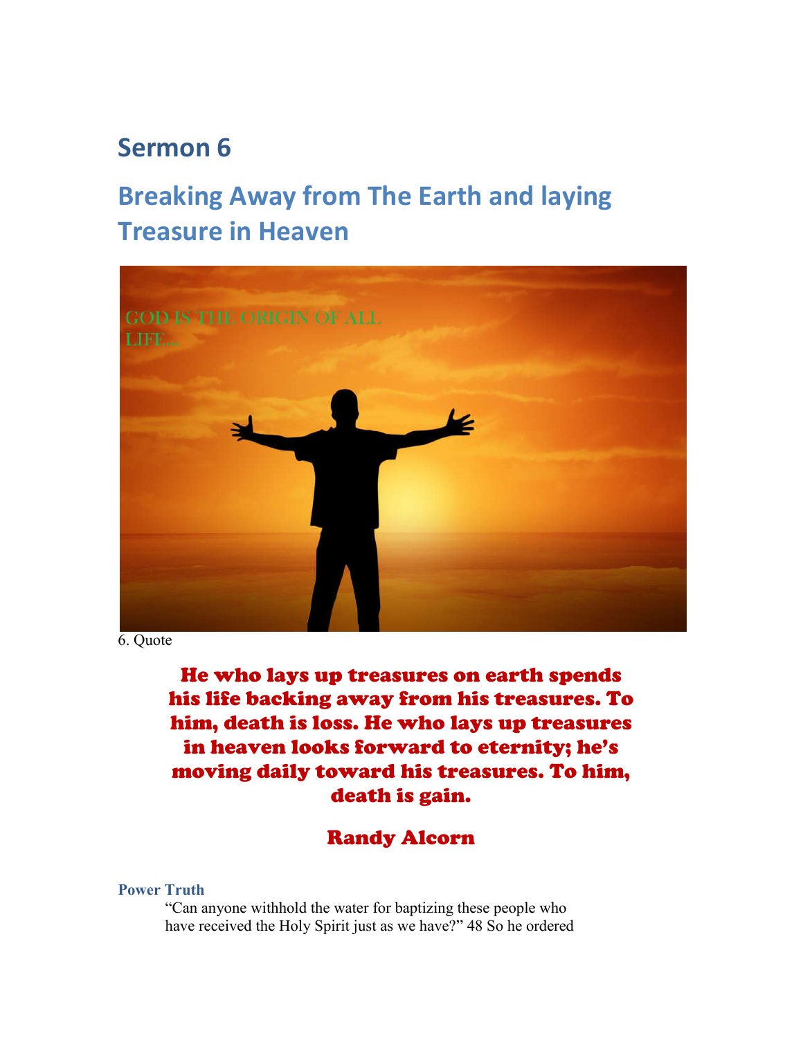## Sermon 6

## Breaking Away from The Earth and laying Treasure in Heaven

6. Quote

**He who lays up treasures on earth spends his life backing away from his treasures. To him, death is loss. He who lays up treasures in heaven looks forward to eternity; he's moving daily toward his treasures. To him, death is gain.**

**Randy Alcorn**

**Power Truth**

"Can anyone withhold the water for baptizing these people who have received the Holy Spirit just as we have?" 48 So he ordered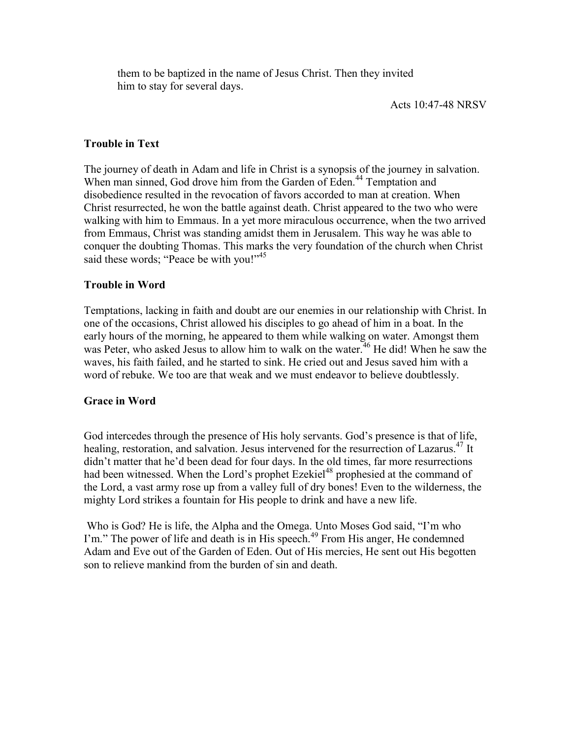them to be baptized in the name of Jesus Christ. Then they invited him to stay for several days.

Acts 10:47-48 NRSV

**Trouble in Text**

The journey of death in Adam and life in Christ is a synopsis of the journey in salvation. When man sinned, God drove him from the Garden of Eden.[44] Temptation and disobedience resulted in the revocation of favors accorded to man at creation. When Christ resurrected, he won the battle against death. Christ appeared to the two who were walking with him to Emmaus. In a yet more miraculous occurrence, when the two arrived from Emmaus, Christ was standing amidst them in Jerusalem. This way he was able to conquer the doubting Thomas. This marks the very foundation of the church when Christ said these words; "Peace be with you!"[45]

**Trouble in Word**

Temptations, lacking in faith and doubt are our enemies in our relationship with Christ. In one of the occasions, Christ allowed his disciples to go ahead of him in a boat. In the early hours of the morning, he appeared to them while walking on water. Amongst them was Peter, who asked Jesus to allow him to walk on the water.[46] He did! When he saw the waves, his faith failed, and he started to sink. He cried out and Jesus saved him with a word of rebuke. We too are that weak and we must endeavor to believe doubtlessly.

**Grace in Word**

God intercedes through the presence of His holy servants. God's presence is that of life, healing, restoration, and salvation. Jesus intervened for the resurrection of Lazarus.[47] It didn't matter that he'd been dead for four days. In the old times, far more resurrections had been witnessed. When the Lord's prophet Ezekiel[48] prophesied at the command of the Lord, a vast army rose up from a valley full of dry bones! Even to the wilderness, the mighty Lord strikes a fountain for His people to drink and have a new life.

Who is God? He is life, the Alpha and the Omega. Unto Moses God said, "I'm who I'm." The power of life and death is in His speech.[49] From His anger, He condemned Adam and Eve out of the Garden of Eden. Out of His mercies, He sent out His begotten son to relieve mankind from the burden of sin and death.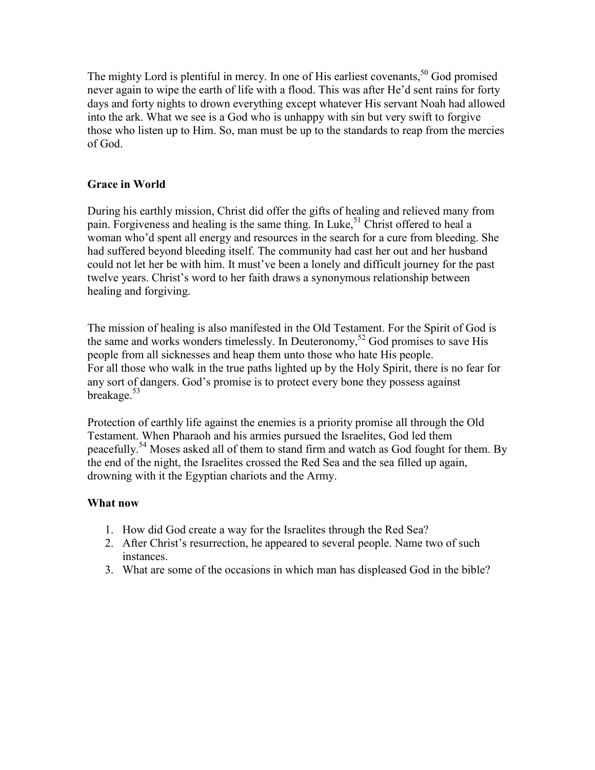The mighty Lord is plentiful in mercy. In one of His earliest covenants,[50] God promised never again to wipe the earth of life with a flood. This was after He'd sent rains for forty days and forty nights to drown everything except whatever His servant Noah had allowed into the ark. What we see is a God who is unhappy with sin but very swift to forgive those who listen up to Him. So, man must be up to the standards to reap from the mercies of God.

### Grace in World

During his earthly mission, Christ did offer the gifts of healing and relieved many from pain. Forgiveness and healing is the same thing. In Luke,[51] Christ offered to heal a woman who'd spent all energy and resources in the search for a cure from bleeding. She had suffered beyond bleeding itself. The community had cast her out and her husband could not let her be with him. It must've been a lonely and difficult journey for the past twelve years. Christ's word to her faith draws a synonymous relationship between healing and forgiving.

The mission of healing is also manifested in the Old Testament. For the Spirit of God is the same and works wonders timelessly. In Deuteronomy,[52] God promises to save His people from all sicknesses and heap them unto those who hate His people.
For all those who walk in the true paths lighted up by the Holy Spirit, there is no fear for any sort of dangers. God's promise is to protect every bone they possess against breakage.[53]

Protection of earthly life against the enemies is a priority promise all through the Old Testament. When Pharaoh and his armies pursued the Israelites, God led them peacefully.[54] Moses asked all of them to stand firm and watch as God fought for them. By the end of the night, the Israelites crossed the Red Sea and the sea filled up again, drowning with it the Egyptian chariots and the Army.

### What now

1. How did God create a way for the Israelites through the Red Sea?
2. After Christ's resurrection, he appeared to several people. Name two of such instances.
3. What are some of the occasions in which man has displeased God in the bible?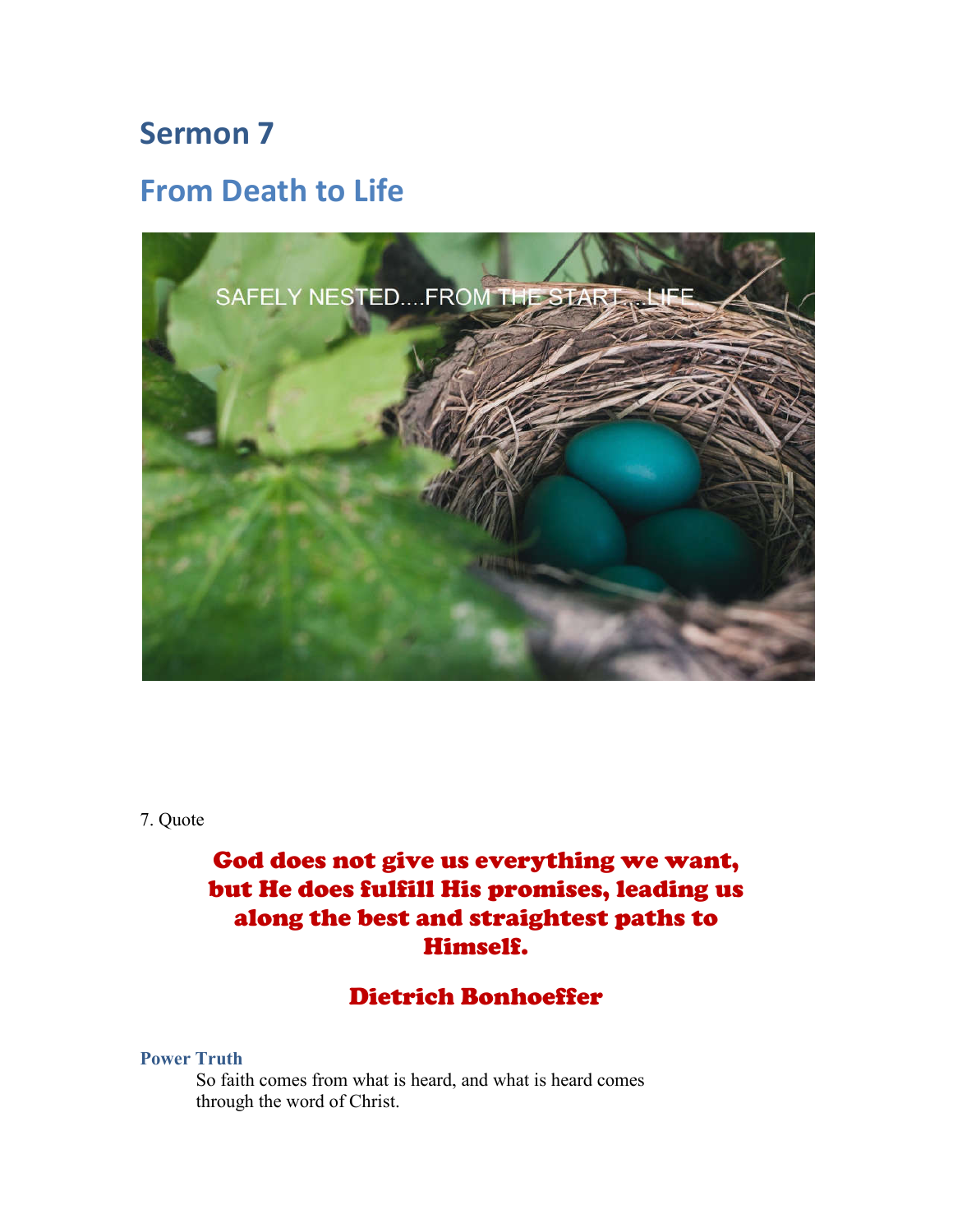# Sermon 7

## From Death to Life

7. Quote

**God does not give us everything we want, but He does fulfill His promises, leading us along the best and straightest paths to Himself.**

**Dietrich Bonhoeffer**

### Power Truth

So faith comes from what is heard, and what is heard comes through the word of Christ.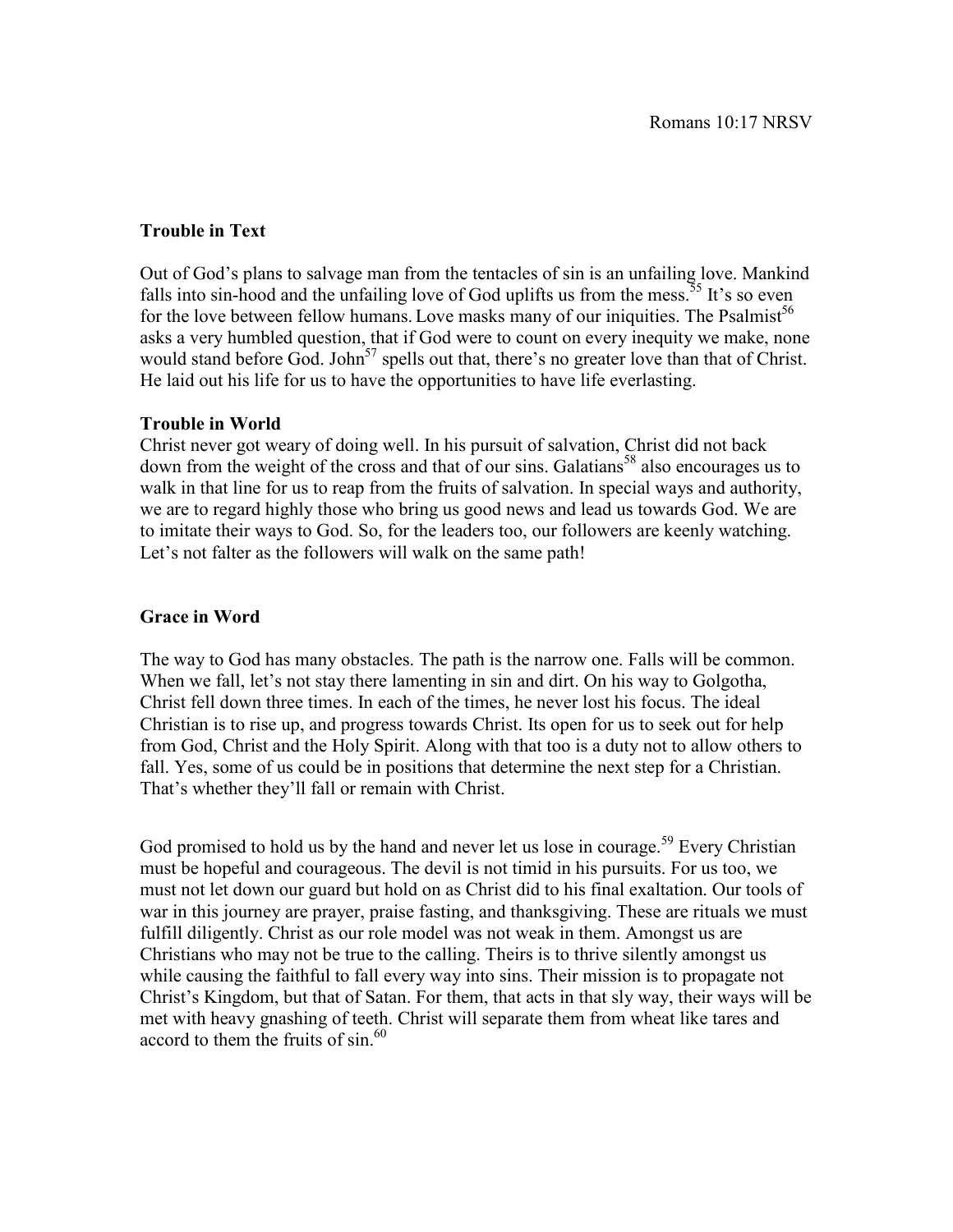Romans 10:17 NRSV

**Trouble in Text**

Out of God's plans to salvage man from the tentacles of sin is an unfailing love. Mankind falls into sin-hood and the unfailing love of God uplifts us from the mess.[55] It's so even for the love between fellow humans. Love masks many of our iniquities. The Psalmist[56] asks a very humbled question, that if God were to count on every inequity we make, none would stand before God. John[57] spells out that, there's no greater love than that of Christ. He laid out his life for us to have the opportunities to have life everlasting.

**Trouble in World**

Christ never got weary of doing well. In his pursuit of salvation, Christ did not back down from the weight of the cross and that of our sins. Galatians[58] also encourages us to walk in that line for us to reap from the fruits of salvation. In special ways and authority, we are to regard highly those who bring us good news and lead us towards God. We are to imitate their ways to God. So, for the leaders too, our followers are keenly watching. Let's not falter as the followers will walk on the same path!

**Grace in Word**

The way to God has many obstacles. The path is the narrow one. Falls will be common. When we fall, let's not stay there lamenting in sin and dirt. On his way to Golgotha, Christ fell down three times. In each of the times, he never lost his focus. The ideal Christian is to rise up, and progress towards Christ. Its open for us to seek out for help from God, Christ and the Holy Spirit. Along with that too is a duty not to allow others to fall. Yes, some of us could be in positions that determine the next step for a Christian. That's whether they'll fall or remain with Christ.

God promised to hold us by the hand and never let us lose in courage.[59] Every Christian must be hopeful and courageous. The devil is not timid in his pursuits. For us too, we must not let down our guard but hold on as Christ did to his final exaltation. Our tools of war in this journey are prayer, praise fasting, and thanksgiving. These are rituals we must fulfill diligently. Christ as our role model was not weak in them. Amongst us are Christians who may not be true to the calling. Theirs is to thrive silently amongst us while causing the faithful to fall every way into sins. Their mission is to propagate not Christ's Kingdom, but that of Satan. For them, that acts in that sly way, their ways will be met with heavy gnashing of teeth. Christ will separate them from wheat like tares and accord to them the fruits of sin.[60]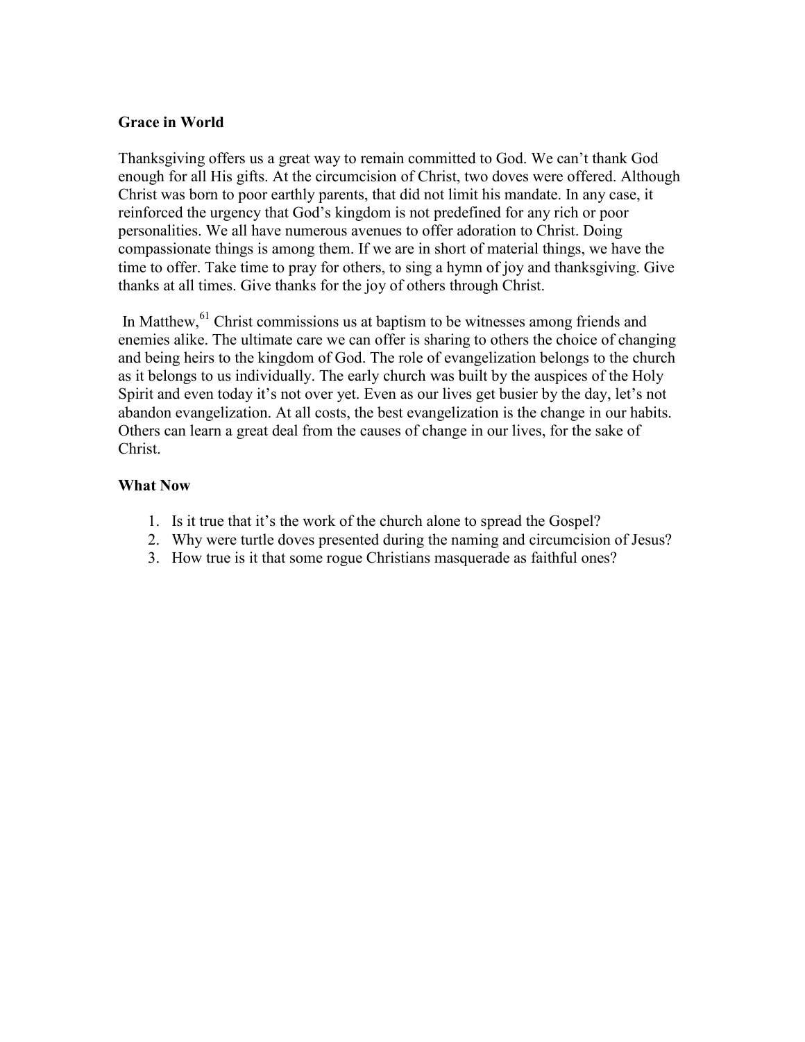**Grace in World**

Thanksgiving offers us a great way to remain committed to God. We can't thank God enough for all His gifts. At the circumcision of Christ, two doves were offered. Although Christ was born to poor earthly parents, that did not limit his mandate. In any case, it reinforced the urgency that God's kingdom is not predefined for any rich or poor personalities. We all have numerous avenues to offer adoration to Christ. Doing compassionate things is among them. If we are in short of material things, we have the time to offer. Take time to pray for others, to sing a hymn of joy and thanksgiving. Give thanks at all times. Give thanks for the joy of others through Christ.

In Matthew,[61] Christ commissions us at baptism to be witnesses among friends and enemies alike. The ultimate care we can offer is sharing to others the choice of changing and being heirs to the kingdom of God. The role of evangelization belongs to the church as it belongs to us individually. The early church was built by the auspices of the Holy Spirit and even today it's not over yet. Even as our lives get busier by the day, let's not abandon evangelization. At all costs, the best evangelization is the change in our habits. Others can learn a great deal from the causes of change in our lives, for the sake of Christ.

**What Now**

1. Is it true that it's the work of the church alone to spread the Gospel?
2. Why were turtle doves presented during the naming and circumcision of Jesus?
3. How true is it that some rogue Christians masquerade as faithful ones?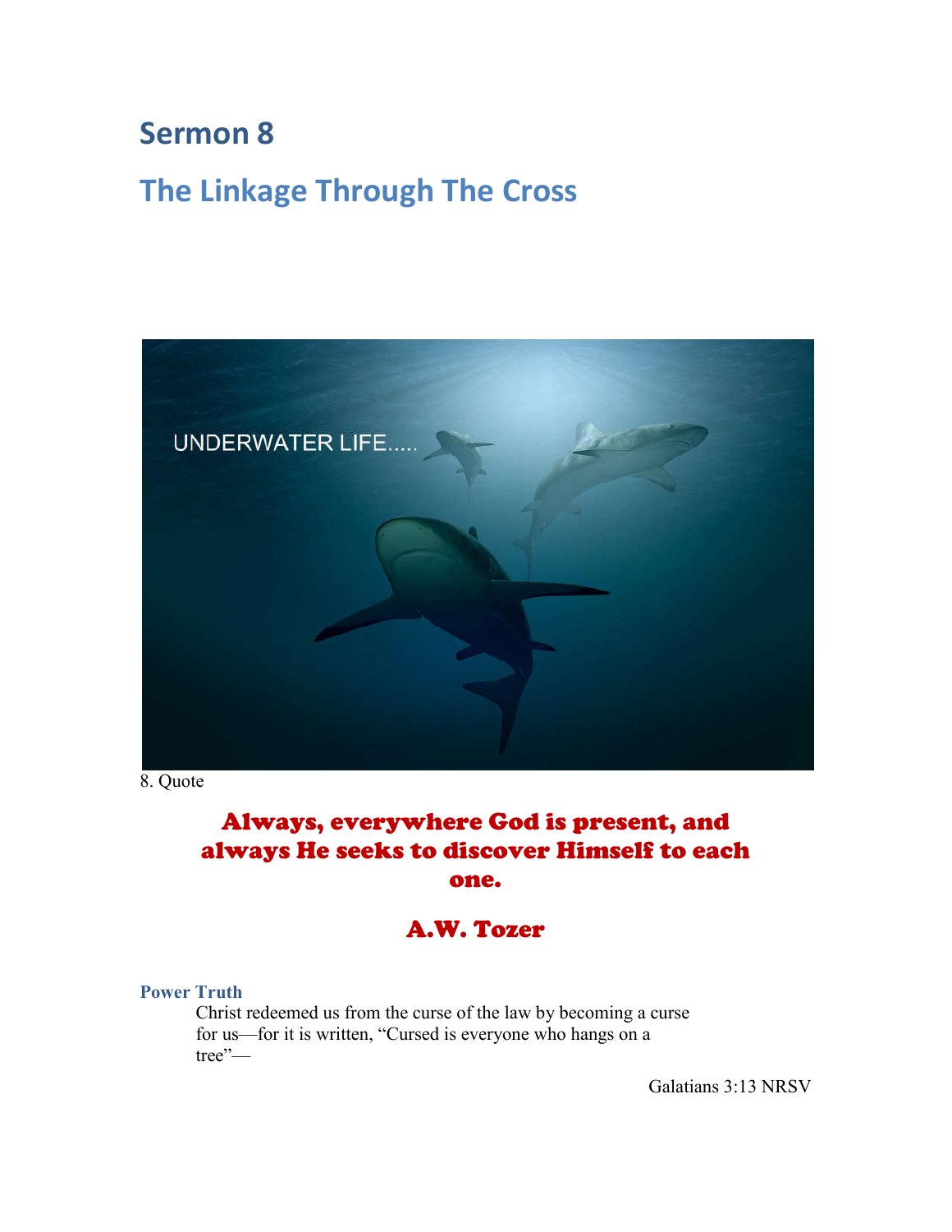# Sermon 8

## The Linkage Through The Cross

8. Quote

**Always, everywhere God is present, and always He seeks to discover Himself to each one.**

**A.W. Tozer**

**Power Truth**

> Christ redeemed us from the curse of the law by becoming a curse for us—for it is written, “Cursed is everyone who hangs on a tree”—

Galatians 3:13 NRSV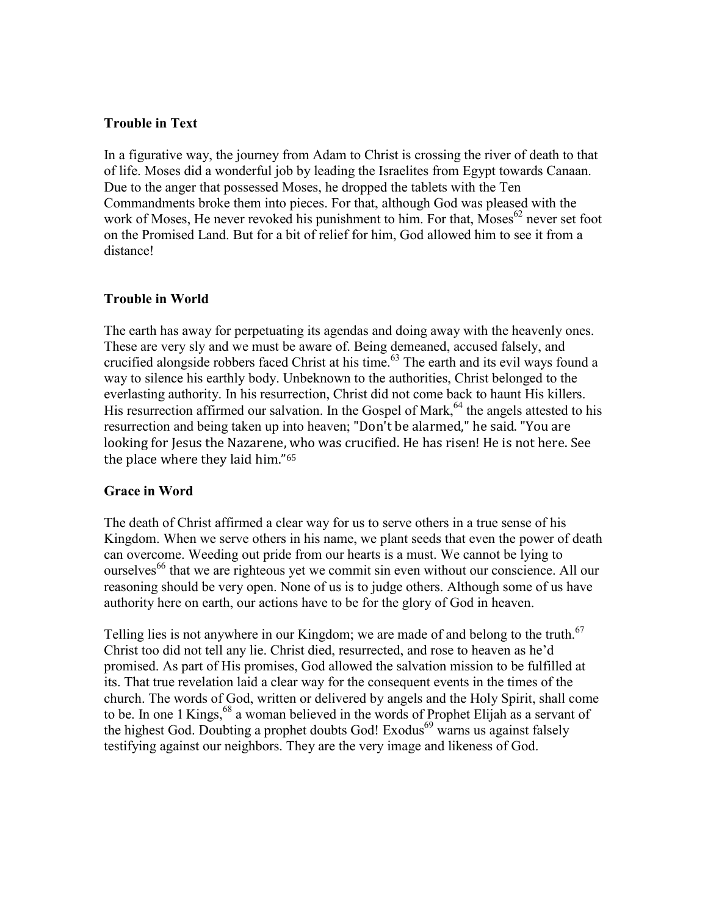**Trouble in Text**

In a figurative way, the journey from Adam to Christ is crossing the river of death to that of life. Moses did a wonderful job by leading the Israelites from Egypt towards Canaan. Due to the anger that possessed Moses, he dropped the tablets with the Ten Commandments broke them into pieces. For that, although God was pleased with the work of Moses, He never revoked his punishment to him. For that, Moses[62] never set foot on the Promised Land. But for a bit of relief for him, God allowed him to see it from a distance!

**Trouble in World**

The earth has away for perpetuating its agendas and doing away with the heavenly ones. These are very sly and we must be aware of. Being demeaned, accused falsely, and crucified alongside robbers faced Christ at his time.[63] The earth and its evil ways found a way to silence his earthly body. Unbeknown to the authorities, Christ belonged to the everlasting authority. In his resurrection, Christ did not come back to haunt His killers. His resurrection affirmed our salvation. In the Gospel of Mark,[64] the angels attested to his resurrection and being taken up into heaven; "Don't be alarmed," he said. "You are looking for Jesus the Nazarene, who was crucified. He has risen! He is not here. See the place where they laid him."[65]

**Grace in Word**

The death of Christ affirmed a clear way for us to serve others in a true sense of his Kingdom. When we serve others in his name, we plant seeds that even the power of death can overcome. Weeding out pride from our hearts is a must. We cannot be lying to ourselves[66] that we are righteous yet we commit sin even without our conscience. All our reasoning should be very open. None of us is to judge others. Although some of us have authority here on earth, our actions have to be for the glory of God in heaven.

Telling lies is not anywhere in our Kingdom; we are made of and belong to the truth.[67] Christ too did not tell any lie. Christ died, resurrected, and rose to heaven as he'd promised. As part of His promises, God allowed the salvation mission to be fulfilled at its. That true revelation laid a clear way for the consequent events in the times of the church. The words of God, written or delivered by angels and the Holy Spirit, shall come to be. In one 1 Kings,[68] a woman believed in the words of Prophet Elijah as a servant of the highest God. Doubting a prophet doubts God! Exodus[69] warns us against falsely testifying against our neighbors. They are the very image and likeness of God.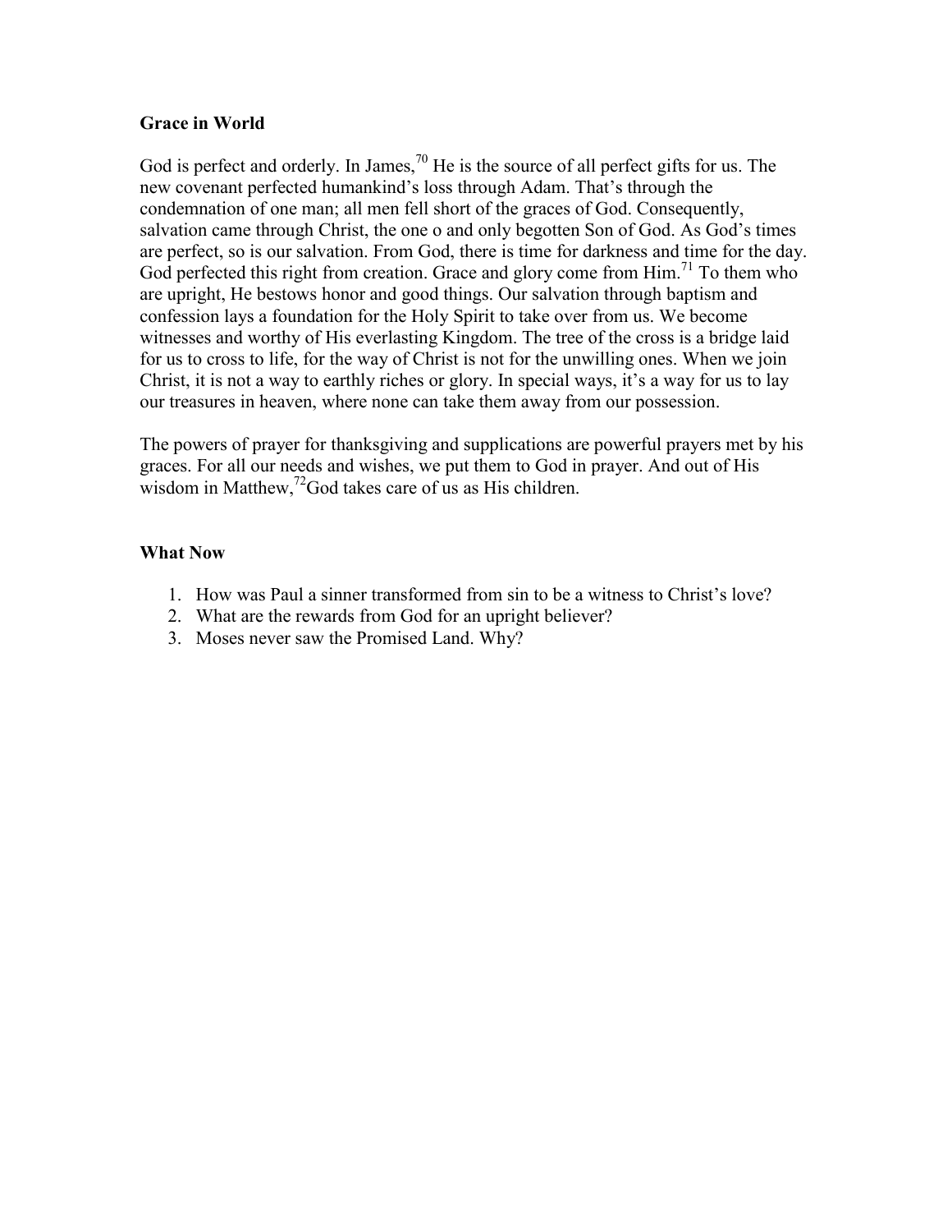**Grace in World**

God is perfect and orderly. In James,[70] He is the source of all perfect gifts for us. The new covenant perfected humankind's loss through Adam. That's through the condemnation of one man; all men fell short of the graces of God. Consequently, salvation came through Christ, the one o and only begotten Son of God. As God's times are perfect, so is our salvation. From God, there is time for darkness and time for the day. God perfected this right from creation. Grace and glory come from Him.[71] To them who are upright, He bestows honor and good things. Our salvation through baptism and confession lays a foundation for the Holy Spirit to take over from us. We become witnesses and worthy of His everlasting Kingdom. The tree of the cross is a bridge laid for us to cross to life, for the way of Christ is not for the unwilling ones. When we join Christ, it is not a way to earthly riches or glory. In special ways, it's a way for us to lay our treasures in heaven, where none can take them away from our possession.

The powers of prayer for thanksgiving and supplications are powerful prayers met by his graces. For all our needs and wishes, we put them to God in prayer. And out of His wisdom in Matthew,[72]God takes care of us as His children.

**What Now**

1. How was Paul a sinner transformed from sin to be a witness to Christ's love?
2. What are the rewards from God for an upright believer?
3. Moses never saw the Promised Land. Why?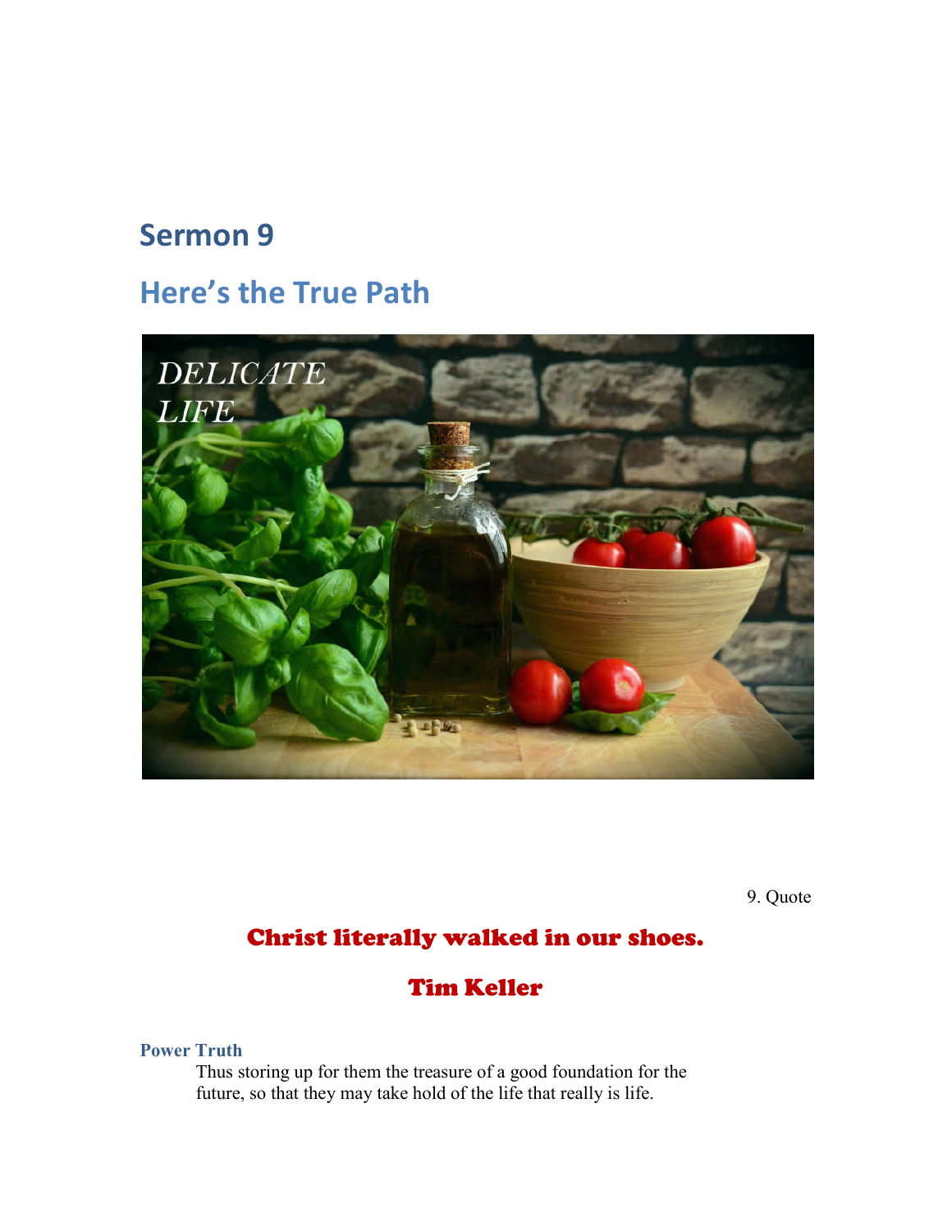# Sermon 9

## Here's the True Path

9. Quote

**Christ literally walked in our shoes.**

**Tim Keller**

**Power Truth**

Thus storing up for them the treasure of a good foundation for the future, so that they may take hold of the life that really is life.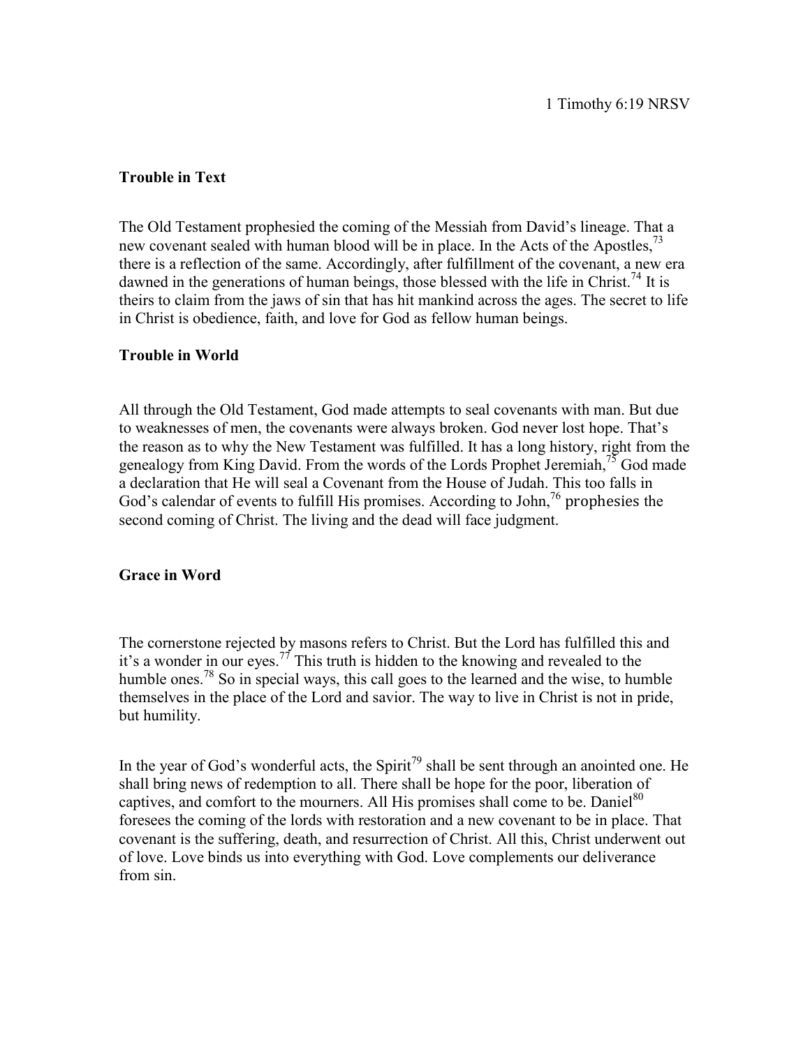1 Timothy 6:19 NRSV

**Trouble in Text**

The Old Testament prophesied the coming of the Messiah from David's lineage. That a new covenant sealed with human blood will be in place. In the Acts of the Apostles,[73] there is a reflection of the same. Accordingly, after fulfillment of the covenant, a new era dawned in the generations of human beings, those blessed with the life in Christ.[74] It is theirs to claim from the jaws of sin that has hit mankind across the ages. The secret to life in Christ is obedience, faith, and love for God as fellow human beings.

**Trouble in World**

All through the Old Testament, God made attempts to seal covenants with man. But due to weaknesses of men, the covenants were always broken. God never lost hope. That's the reason as to why the New Testament was fulfilled. It has a long history, right from the genealogy from King David. From the words of the Lords Prophet Jeremiah,[75] God made a declaration that He will seal a Covenant from the House of Judah. This too falls in God's calendar of events to fulfill His promises. According to John,[76] prophesies the second coming of Christ. The living and the dead will face judgment.

**Grace in Word**

The cornerstone rejected by masons refers to Christ. But the Lord has fulfilled this and it's a wonder in our eyes.[77] This truth is hidden to the knowing and revealed to the humble ones.[78] So in special ways, this call goes to the learned and the wise, to humble themselves in the place of the Lord and savior. The way to live in Christ is not in pride, but humility.

In the year of God's wonderful acts, the Spirit[79] shall be sent through an anointed one. He shall bring news of redemption to all. There shall be hope for the poor, liberation of captives, and comfort to the mourners. All His promises shall come to be. Daniel[80] foresees the coming of the lords with restoration and a new covenant to be in place. That covenant is the suffering, death, and resurrection of Christ. All this, Christ underwent out of love. Love binds us into everything with God. Love complements our deliverance from sin.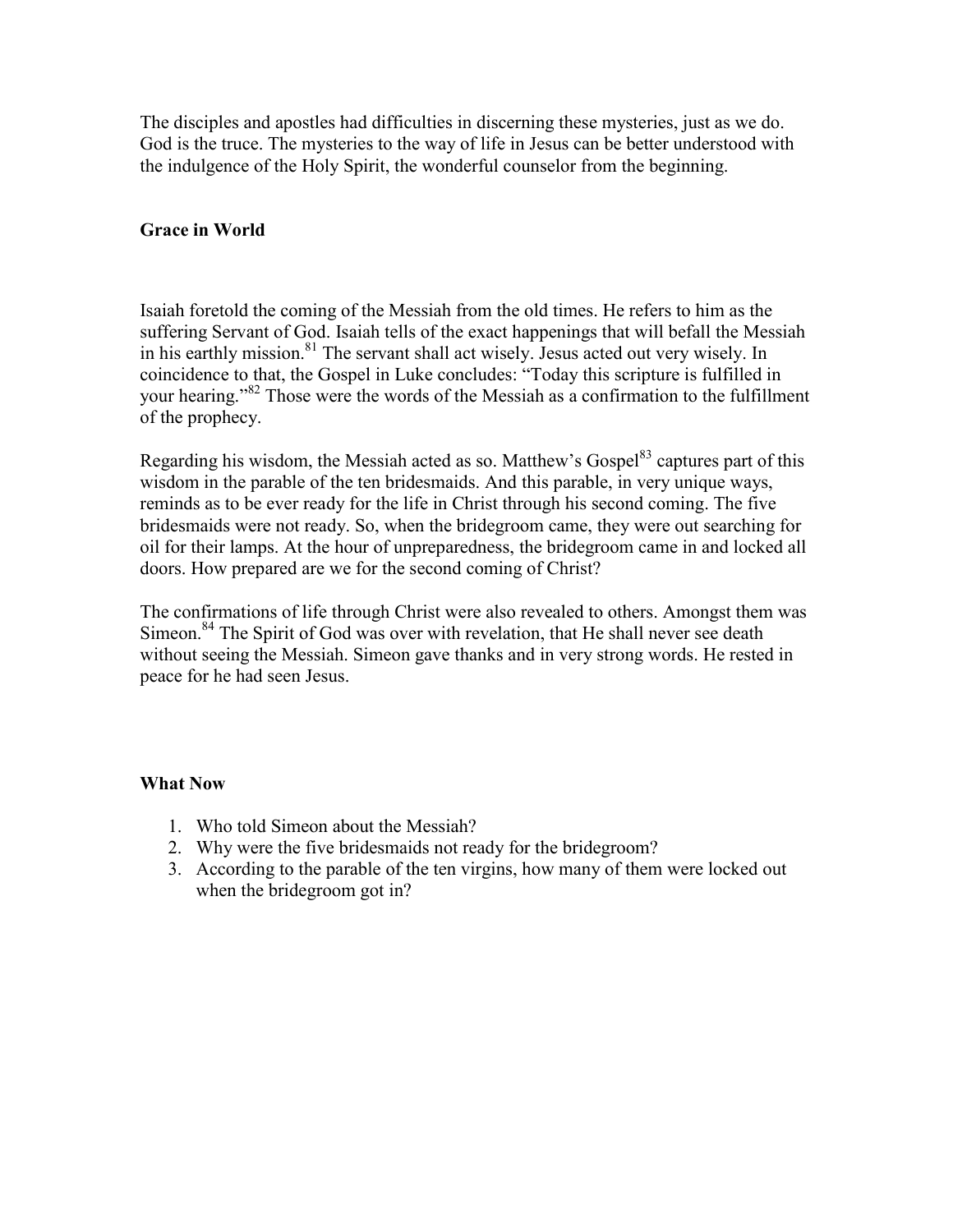The disciples and apostles had difficulties in discerning these mysteries, just as we do. God is the truce. The mysteries to the way of life in Jesus can be better understood with the indulgence of the Holy Spirit, the wonderful counselor from the beginning.

**Grace in World**

Isaiah foretold the coming of the Messiah from the old times. He refers to him as the suffering Servant of God. Isaiah tells of the exact happenings that will befall the Messiah in his earthly mission.[81] The servant shall act wisely. Jesus acted out very wisely. In coincidence to that, the Gospel in Luke concludes: "Today this scripture is fulfilled in your hearing."[82] Those were the words of the Messiah as a confirmation to the fulfillment of the prophecy.

Regarding his wisdom, the Messiah acted as so. Matthew's Gospel[83] captures part of this wisdom in the parable of the ten bridesmaids. And this parable, in very unique ways, reminds as to be ever ready for the life in Christ through his second coming. The five bridesmaids were not ready. So, when the bridegroom came, they were out searching for oil for their lamps. At the hour of unpreparedness, the bridegroom came in and locked all doors. How prepared are we for the second coming of Christ?

The confirmations of life through Christ were also revealed to others. Amongst them was Simeon.[84] The Spirit of God was over with revelation, that He shall never see death without seeing the Messiah. Simeon gave thanks and in very strong words. He rested in peace for he had seen Jesus.

**What Now**

1. Who told Simeon about the Messiah?
2. Why were the five bridesmaids not ready for the bridegroom?
3. According to the parable of the ten virgins, how many of them were locked out when the bridegroom got in?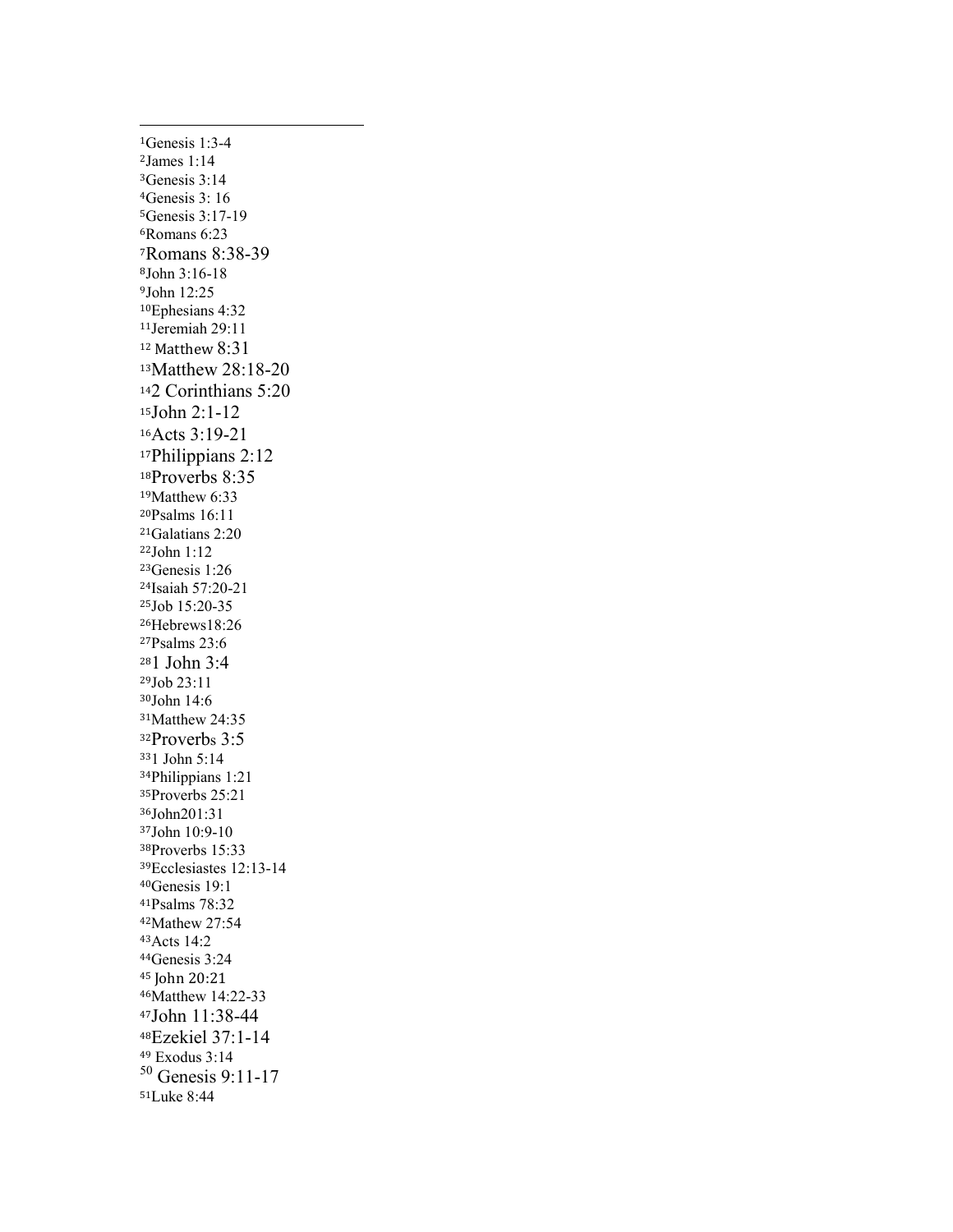[1]Genesis 1:3-4
[2]James 1:14
[3]Genesis 3:14
[4]Genesis 3: 16
[5]Genesis 3:17-19
[6]Romans 6:23
[7]Romans 8:38-39
[8]John 3:16-18
[9]John 12:25
[10]Ephesians 4:32
[11]Jeremiah 29:11
[12] Matthew 8:31
[13]Matthew 28:18-20
[14]2 Corinthians 5:20
[15]John 2:1-12
[16]Acts 3:19-21
[17]Philippians 2:12
[18]Proverbs 8:35
[19]Matthew 6:33
[20]Psalms 16:11
[21]Galatians 2:20
[22]John 1:12
[23]Genesis 1:26
[24]Isaiah 57:20-21
[25]Job 15:20-35
[26]Hebrews18:26
[27]Psalms 23:6
[28]1 John 3:4
[29]Job 23:11
[30]John 14:6
[31]Matthew 24:35
[32]Proverbs 3:5
[33]1 John 5:14
[34]Philippians 1:21
[35]Proverbs 25:21
[36]John201:31
[37]John 10:9-10
[38]Proverbs 15:33
[39]Ecclesiastes 12:13-14
[40]Genesis 19:1
[41]Psalms 78:32
[42]Mathew 27:54
[43]Acts 14:2
[44]Genesis 3:24
[45] John 20:21
[46]Matthew 14:22-33
[47]John 11:38-44
[48]Ezekiel 37:1-14
[49] Exodus 3:14
[50] Genesis 9:11-17
[51]Luke 8:44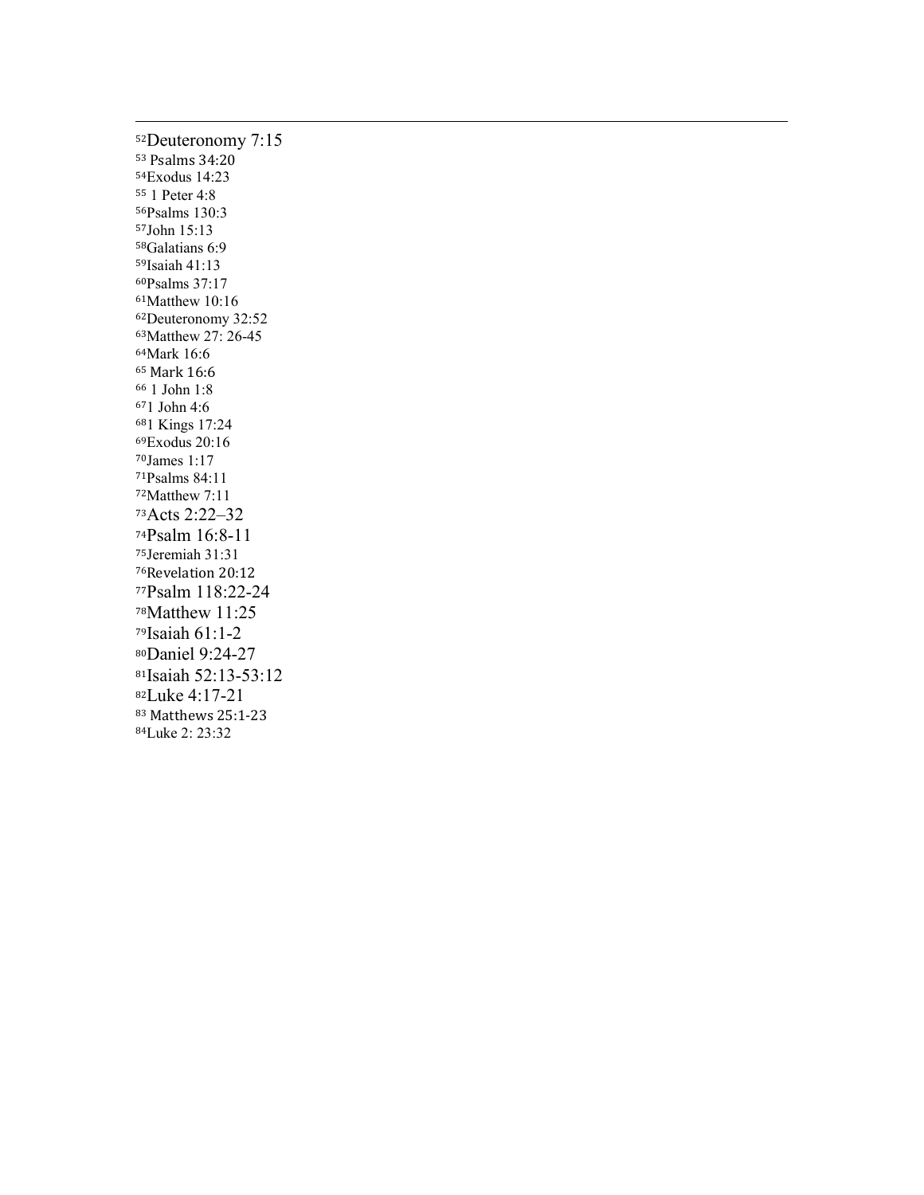[52]Deuteronomy 7:15
[53] Psalms 34:20
[54]Exodus 14:23
[55] 1 Peter 4:8
[56]Psalms 130:3
[57]John 15:13
[58]Galatians 6:9
[59]Isaiah 41:13
[60]Psalms 37:17
[61]Matthew 10:16
[62]Deuteronomy 32:52
[63]Matthew 27: 26-45
[64]Mark 16:6
[65] Mark 16:6
[66] 1 John 1:8
[67]1 John 4:6
[68]1 Kings 17:24
[69]Exodus 20:16
[70]James 1:17
[71]Psalms 84:11
[72]Matthew 7:11
[73]Acts 2:22–32
[74]Psalm 16:8-11
[75]Jeremiah 31:31
[76]Revelation 20:12
[77]Psalm 118:22-24
[78]Matthew 11:25
[79]Isaiah 61:1-2
[80]Daniel 9:24-27
[81]Isaiah 52:13-53:12
[82]Luke 4:17-21
[83] Matthews 25:1-23
[84]Luke 2: 23:32